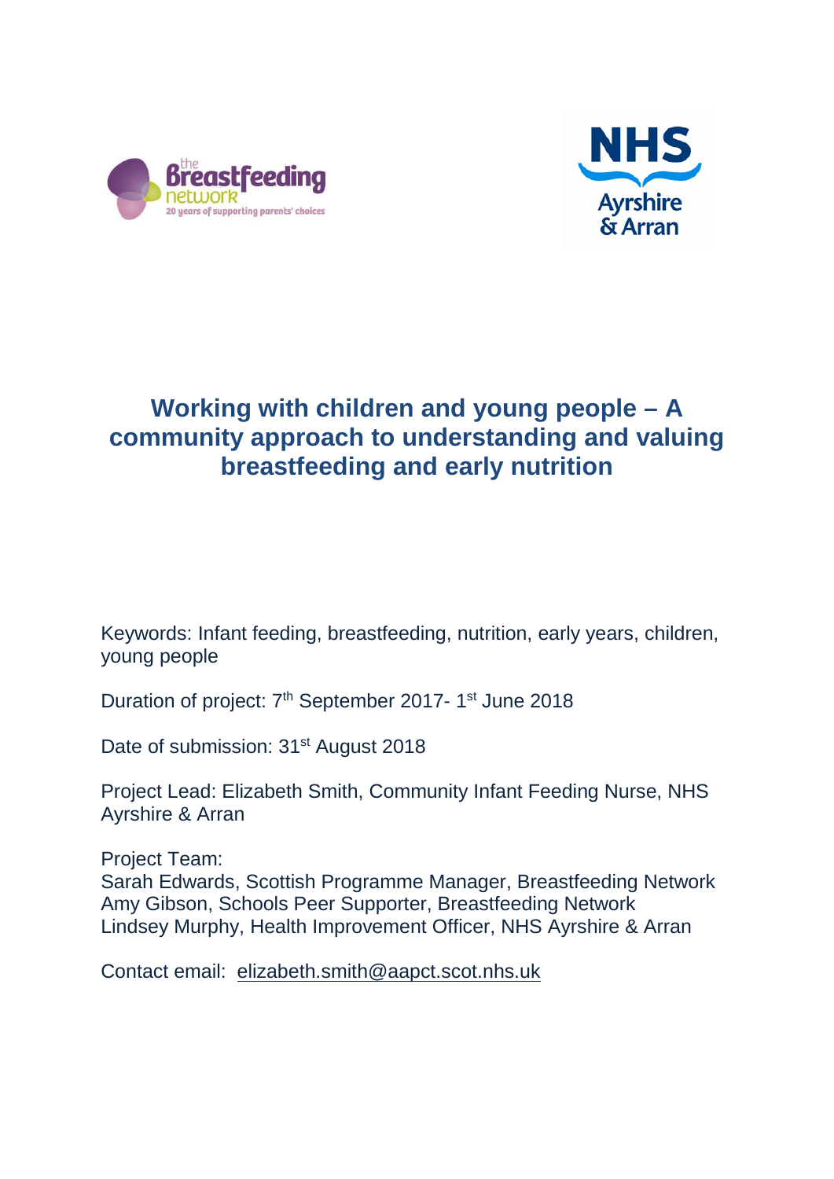# Working with children and young people – A community approach to understanding and valuing breastfeeding and early nutrition

Keywords: Infant feeding, breastfeeding, nutrition, early years, children, young people

Duration of project: 7th September 2017- 1st June 2018

Date of submission: 31st August 2018

Project Lead: Elizabeth Smith, Community Infant Feeding Nurse, NHS Ayrshire & Arran

Project Team:
Sarah Edwards, Scottish Programme Manager, Breastfeeding Network
Amy Gibson, Schools Peer Supporter, Breastfeeding Network
Lindsey Murphy, Health Improvement Officer, NHS Ayrshire & Arran

Contact email: elizabeth.smith@aapct.scot.nhs.uk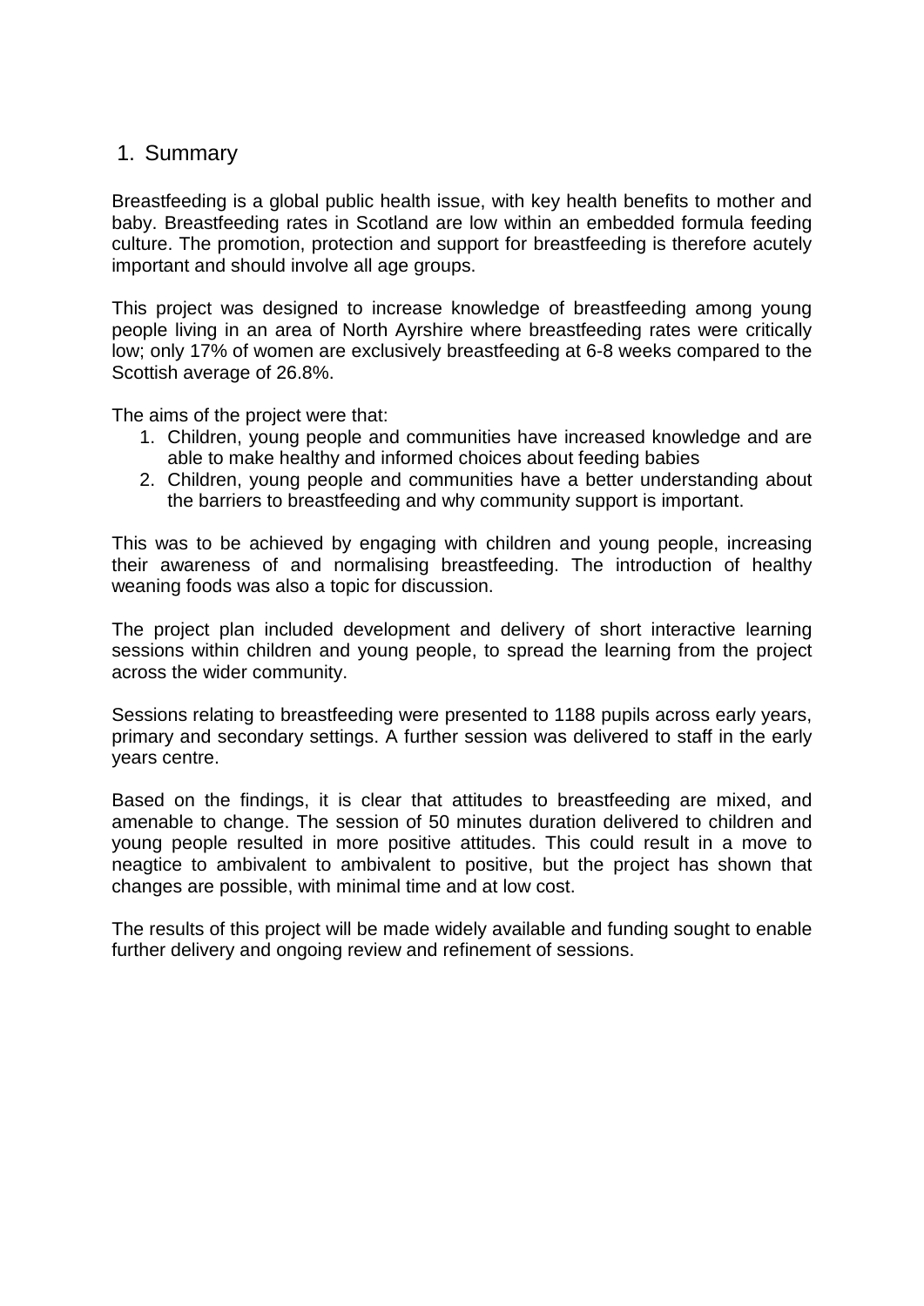## 1. Summary

Breastfeeding is a global public health issue, with key health benefits to mother and baby. Breastfeeding rates in Scotland are low within an embedded formula feeding culture. The promotion, protection and support for breastfeeding is therefore acutely important and should involve all age groups.

This project was designed to increase knowledge of breastfeeding among young people living in an area of North Ayrshire where breastfeeding rates were critically low; only 17% of women are exclusively breastfeeding at 6-8 weeks compared to the Scottish average of 26.8%.

The aims of the project were that:

1. Children, young people and communities have increased knowledge and are able to make healthy and informed choices about feeding babies
2. Children, young people and communities have a better understanding about the barriers to breastfeeding and why community support is important.

This was to be achieved by engaging with children and young people, increasing their awareness of and normalising breastfeeding. The introduction of healthy weaning foods was also a topic for discussion.

The project plan included development and delivery of short interactive learning sessions within children and young people, to spread the learning from the project across the wider community.

Sessions relating to breastfeeding were presented to 1188 pupils across early years, primary and secondary settings. A further session was delivered to staff in the early years centre.

Based on the findings, it is clear that attitudes to breastfeeding are mixed, and amenable to change. The session of 50 minutes duration delivered to children and young people resulted in more positive attitudes. This could result in a move to neagtice to ambivalent to ambivalent to positive, but the project has shown that changes are possible, with minimal time and at low cost.

The results of this project will be made widely available and funding sought to enable further delivery and ongoing review and refinement of sessions.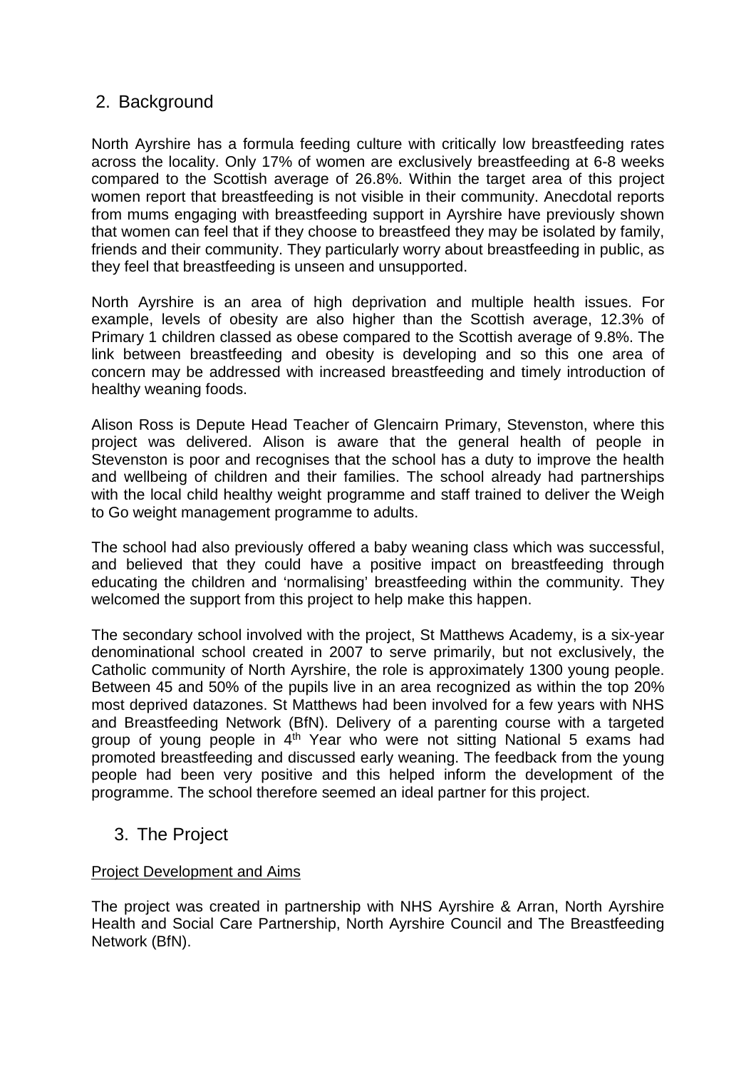## 2. Background

North Ayrshire has a formula feeding culture with critically low breastfeeding rates across the locality. Only 17% of women are exclusively breastfeeding at 6-8 weeks compared to the Scottish average of 26.8%. Within the target area of this project women report that breastfeeding is not visible in their community. Anecdotal reports from mums engaging with breastfeeding support in Ayrshire have previously shown that women can feel that if they choose to breastfeed they may be isolated by family, friends and their community. They particularly worry about breastfeeding in public, as they feel that breastfeeding is unseen and unsupported.

North Ayrshire is an area of high deprivation and multiple health issues. For example, levels of obesity are also higher than the Scottish average, 12.3% of Primary 1 children classed as obese compared to the Scottish average of 9.8%. The link between breastfeeding and obesity is developing and so this one area of concern may be addressed with increased breastfeeding and timely introduction of healthy weaning foods.

Alison Ross is Depute Head Teacher of Glencairn Primary, Stevenston, where this project was delivered. Alison is aware that the general health of people in Stevenston is poor and recognises that the school has a duty to improve the health and wellbeing of children and their families. The school already had partnerships with the local child healthy weight programme and staff trained to deliver the Weigh to Go weight management programme to adults.

The school had also previously offered a baby weaning class which was successful, and believed that they could have a positive impact on breastfeeding through educating the children and 'normalising' breastfeeding within the community. They welcomed the support from this project to help make this happen.

The secondary school involved with the project, St Matthews Academy, is a six-year denominational school created in 2007 to serve primarily, but not exclusively, the Catholic community of North Ayrshire, the role is approximately 1300 young people. Between 45 and 50% of the pupils live in an area recognized as within the top 20% most deprived datazones. St Matthews had been involved for a few years with NHS and Breastfeeding Network (BfN). Delivery of a parenting course with a targeted group of young people in 4th Year who were not sitting National 5 exams had promoted breastfeeding and discussed early weaning. The feedback from the young people had been very positive and this helped inform the development of the programme. The school therefore seemed an ideal partner for this project.

## 3. The Project

Project Development and Aims

The project was created in partnership with NHS Ayrshire & Arran, North Ayrshire Health and Social Care Partnership, North Ayrshire Council and The Breastfeeding Network (BfN).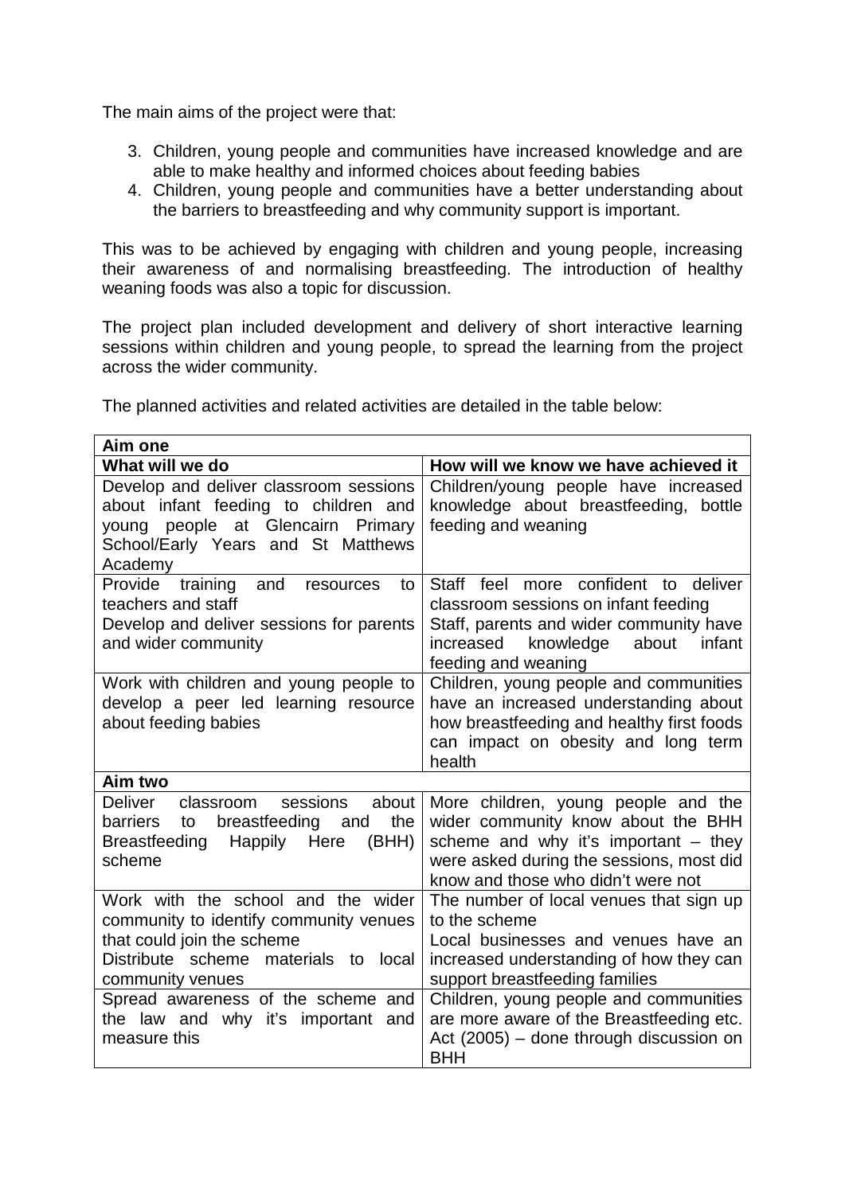The main aims of the project were that:

3. Children, young people and communities have increased knowledge and are able to make healthy and informed choices about feeding babies
4. Children, young people and communities have a better understanding about the barriers to breastfeeding and why community support is important.

This was to be achieved by engaging with children and young people, increasing their awareness of and normalising breastfeeding. The introduction of healthy weaning foods was also a topic for discussion.

The project plan included development and delivery of short interactive learning sessions within children and young people, to spread the learning from the project across the wider community.

The planned activities and related activities are detailed in the table below:

| **Aim one** | |
|---|---|
| **What will we do** | **How will we know we have achieved it** |
| Develop and deliver classroom sessions about infant feeding to children and young people at Glencairn Primary School/Early Years and St Matthews Academy | Children/young people have increased knowledge about breastfeeding, bottle feeding and weaning |
| Provide training and resources to teachers and staff<br>Develop and deliver sessions for parents and wider community | Staff feel more confident to deliver classroom sessions on infant feeding<br>Staff, parents and wider community have increased knowledge about infant feeding and weaning |
| Work with children and young people to develop a peer led learning resource about feeding babies | Children, young people and communities have an increased understanding about how breastfeeding and healthy first foods can impact on obesity and long term health |
| **Aim two** | |
| Deliver classroom sessions about barriers to breastfeeding and the Breastfeeding Happily Here (BHH) scheme | More children, young people and the wider community know about the BHH scheme and why it's important – they were asked during the sessions, most did know and those who didn't were not |
| Work with the school and the wider community to identify community venues that could join the scheme<br>Distribute scheme materials to local community venues | The number of local venues that sign up to the scheme<br>Local businesses and venues have an increased understanding of how they can support breastfeeding families |
| Spread awareness of the scheme and the law and why it's important and measure this | Children, young people and communities are more aware of the Breastfeeding etc. Act (2005) – done through discussion on BHH |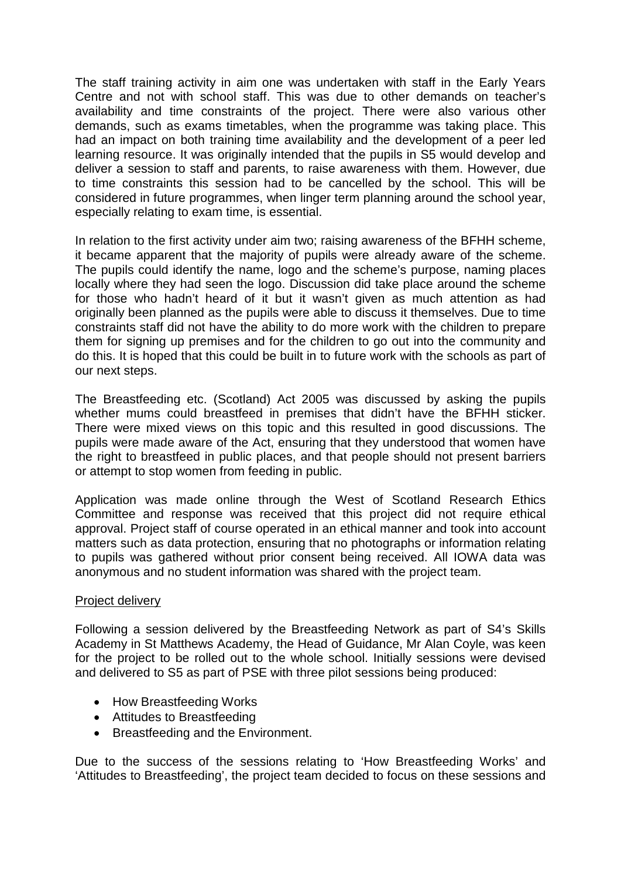The staff training activity in aim one was undertaken with staff in the Early Years Centre and not with school staff. This was due to other demands on teacher's availability and time constraints of the project. There were also various other demands, such as exams timetables, when the programme was taking place. This had an impact on both training time availability and the development of a peer led learning resource. It was originally intended that the pupils in S5 would develop and deliver a session to staff and parents, to raise awareness with them. However, due to time constraints this session had to be cancelled by the school. This will be considered in future programmes, when linger term planning around the school year, especially relating to exam time, is essential.

In relation to the first activity under aim two; raising awareness of the BFHH scheme, it became apparent that the majority of pupils were already aware of the scheme. The pupils could identify the name, logo and the scheme's purpose, naming places locally where they had seen the logo. Discussion did take place around the scheme for those who hadn't heard of it but it wasn't given as much attention as had originally been planned as the pupils were able to discuss it themselves. Due to time constraints staff did not have the ability to do more work with the children to prepare them for signing up premises and for the children to go out into the community and do this. It is hoped that this could be built in to future work with the schools as part of our next steps.

The Breastfeeding etc. (Scotland) Act 2005 was discussed by asking the pupils whether mums could breastfeed in premises that didn't have the BFHH sticker. There were mixed views on this topic and this resulted in good discussions. The pupils were made aware of the Act, ensuring that they understood that women have the right to breastfeed in public places, and that people should not present barriers or attempt to stop women from feeding in public.

Application was made online through the West of Scotland Research Ethics Committee and response was received that this project did not require ethical approval. Project staff of course operated in an ethical manner and took into account matters such as data protection, ensuring that no photographs or information relating to pupils was gathered without prior consent being received. All IOWA data was anonymous and no student information was shared with the project team.

Project delivery

Following a session delivered by the Breastfeeding Network as part of S4's Skills Academy in St Matthews Academy, the Head of Guidance, Mr Alan Coyle, was keen for the project to be rolled out to the whole school. Initially sessions were devised and delivered to S5 as part of PSE with three pilot sessions being produced:

- How Breastfeeding Works
- Attitudes to Breastfeeding
- Breastfeeding and the Environment.

Due to the success of the sessions relating to 'How Breastfeeding Works' and 'Attitudes to Breastfeeding', the project team decided to focus on these sessions and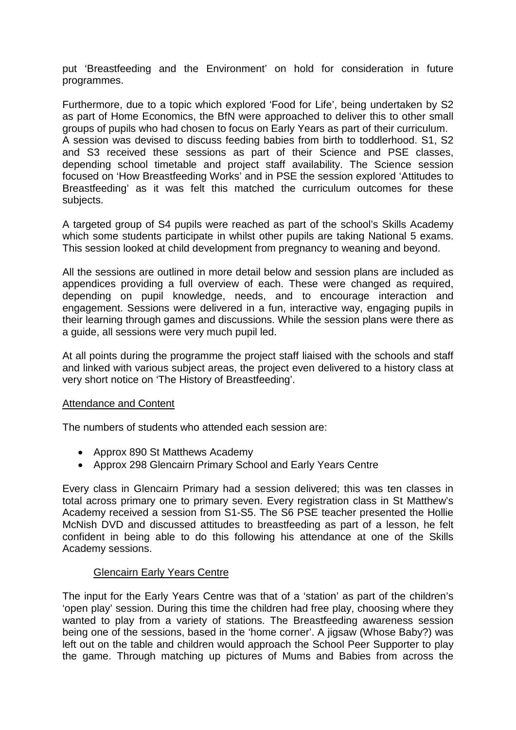put 'Breastfeeding and the Environment' on hold for consideration in future programmes.

Furthermore, due to a topic which explored 'Food for Life', being undertaken by S2 as part of Home Economics, the BfN were approached to deliver this to other small groups of pupils who had chosen to focus on Early Years as part of their curriculum. A session was devised to discuss feeding babies from birth to toddlerhood. S1, S2 and S3 received these sessions as part of their Science and PSE classes, depending school timetable and project staff availability. The Science session focused on 'How Breastfeeding Works' and in PSE the session explored 'Attitudes to Breastfeeding' as it was felt this matched the curriculum outcomes for these subjects.

A targeted group of S4 pupils were reached as part of the school's Skills Academy which some students participate in whilst other pupils are taking National 5 exams. This session looked at child development from pregnancy to weaning and beyond.

All the sessions are outlined in more detail below and session plans are included as appendices providing a full overview of each. These were changed as required, depending on pupil knowledge, needs, and to encourage interaction and engagement. Sessions were delivered in a fun, interactive way, engaging pupils in their learning through games and discussions. While the session plans were there as a guide, all sessions were very much pupil led.

At all points during the programme the project staff liaised with the schools and staff and linked with various subject areas, the project even delivered to a history class at very short notice on 'The History of Breastfeeding'.

## Attendance and Content

The numbers of students who attended each session are:

- Approx 890 St Matthews Academy
- Approx 298 Glencairn Primary School and Early Years Centre

Every class in Glencairn Primary had a session delivered; this was ten classes in total across primary one to primary seven. Every registration class in St Matthew's Academy received a session from S1-S5. The S6 PSE teacher presented the Hollie McNish DVD and discussed attitudes to breastfeeding as part of a lesson, he felt confident in being able to do this following his attendance at one of the Skills Academy sessions.

### Glencairn Early Years Centre

The input for the Early Years Centre was that of a 'station' as part of the children's 'open play' session. During this time the children had free play, choosing where they wanted to play from a variety of stations. The Breastfeeding awareness session being one of the sessions, based in the 'home corner'. A jigsaw (Whose Baby?) was left out on the table and children would approach the School Peer Supporter to play the game. Through matching up pictures of Mums and Babies from across the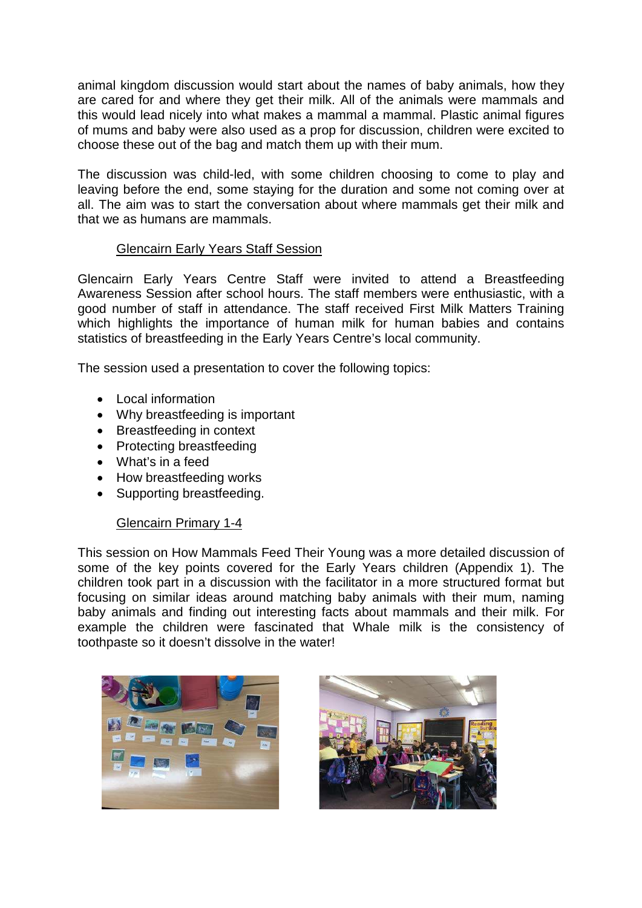animal kingdom discussion would start about the names of baby animals, how they are cared for and where they get their milk. All of the animals were mammals and this would lead nicely into what makes a mammal a mammal. Plastic animal figures of mums and baby were also used as a prop for discussion, children were excited to choose these out of the bag and match them up with their mum.

The discussion was child-led, with some children choosing to come to play and leaving before the end, some staying for the duration and some not coming over at all. The aim was to start the conversation about where mammals get their milk and that we as humans are mammals.

## Glencairn Early Years Staff Session

Glencairn Early Years Centre Staff were invited to attend a Breastfeeding Awareness Session after school hours. The staff members were enthusiastic, with a good number of staff in attendance. The staff received First Milk Matters Training which highlights the importance of human milk for human babies and contains statistics of breastfeeding in the Early Years Centre's local community.

The session used a presentation to cover the following topics:

- Local information
- Why breastfeeding is important
- Breastfeeding in context
- Protecting breastfeeding
- What's in a feed
- How breastfeeding works
- Supporting breastfeeding.

## Glencairn Primary 1-4

This session on How Mammals Feed Their Young was a more detailed discussion of some of the key points covered for the Early Years children (Appendix 1). The children took part in a discussion with the facilitator in a more structured format but focusing on similar ideas around matching baby animals with their mum, naming baby animals and finding out interesting facts about mammals and their milk. For example the children were fascinated that Whale milk is the consistency of toothpaste so it doesn't dissolve in the water!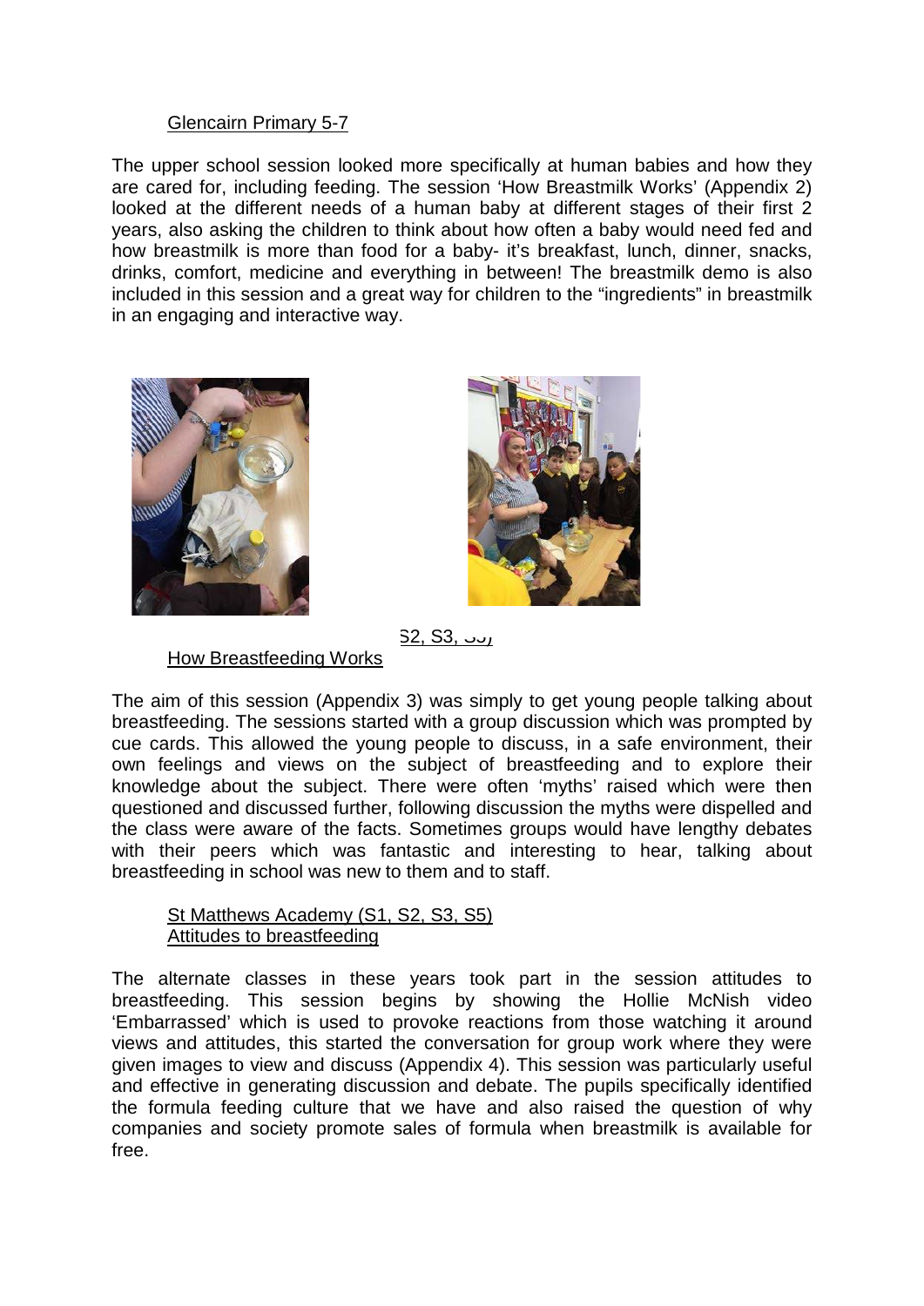Glencairn Primary 5-7

The upper school session looked more specifically at human babies and how they are cared for, including feeding. The session 'How Breastmilk Works' (Appendix 2) looked at the different needs of a human baby at different stages of their first 2 years, also asking the children to think about how often a baby would need fed and how breastmilk is more than food for a baby- it's breakfast, lunch, dinner, snacks, drinks, comfort, medicine and everything in between! The breastmilk demo is also included in this session and a great way for children to the "ingredients" in breastmilk in an engaging and interactive way.

S2, S3, S5)

How Breastfeeding Works

The aim of this session (Appendix 3) was simply to get young people talking about breastfeeding. The sessions started with a group discussion which was prompted by cue cards. This allowed the young people to discuss, in a safe environment, their own feelings and views on the subject of breastfeeding and to explore their knowledge about the subject. There were often 'myths' raised which were then questioned and discussed further, following discussion the myths were dispelled and the class were aware of the facts. Sometimes groups would have lengthy debates with their peers which was fantastic and interesting to hear, talking about breastfeeding in school was new to them and to staff.

St Matthews Academy (S1, S2, S3, S5)
Attitudes to breastfeeding

The alternate classes in these years took part in the session attitudes to breastfeeding. This session begins by showing the Hollie McNish video 'Embarrassed' which is used to provoke reactions from those watching it around views and attitudes, this started the conversation for group work where they were given images to view and discuss (Appendix 4). This session was particularly useful and effective in generating discussion and debate. The pupils specifically identified the formula feeding culture that we have and also raised the question of why companies and society promote sales of formula when breastmilk is available for free.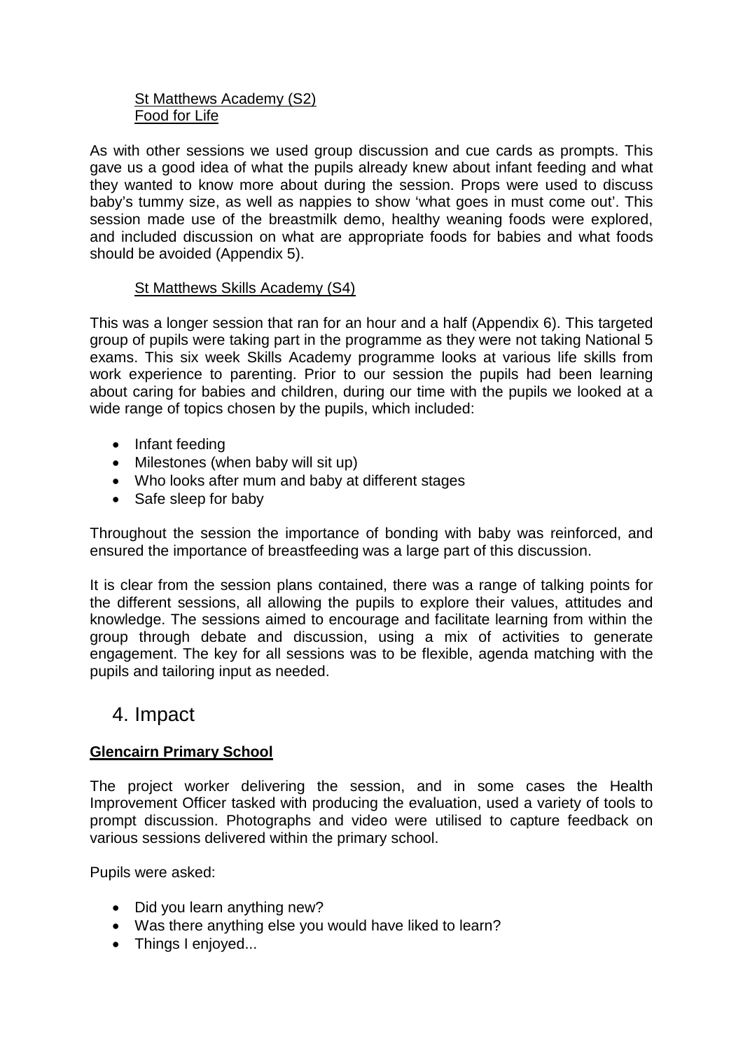St Matthews Academy (S2)
Food for Life

As with other sessions we used group discussion and cue cards as prompts. This gave us a good idea of what the pupils already knew about infant feeding and what they wanted to know more about during the session. Props were used to discuss baby's tummy size, as well as nappies to show 'what goes in must come out'. This session made use of the breastmilk demo, healthy weaning foods were explored, and included discussion on what are appropriate foods for babies and what foods should be avoided (Appendix 5).

St Matthews Skills Academy (S4)

This was a longer session that ran for an hour and a half (Appendix 6). This targeted group of pupils were taking part in the programme as they were not taking National 5 exams. This six week Skills Academy programme looks at various life skills from work experience to parenting. Prior to our session the pupils had been learning about caring for babies and children, during our time with the pupils we looked at a wide range of topics chosen by the pupils, which included:

- Infant feeding
- Milestones (when baby will sit up)
- Who looks after mum and baby at different stages
- Safe sleep for baby

Throughout the session the importance of bonding with baby was reinforced, and ensured the importance of breastfeeding was a large part of this discussion.

It is clear from the session plans contained, there was a range of talking points for the different sessions, all allowing the pupils to explore their values, attitudes and knowledge. The sessions aimed to encourage and facilitate learning from within the group through debate and discussion, using a mix of activities to generate engagement. The key for all sessions was to be flexible, agenda matching with the pupils and tailoring input as needed.

## 4. Impact

**Glencairn Primary School**

The project worker delivering the session, and in some cases the Health Improvement Officer tasked with producing the evaluation, used a variety of tools to prompt discussion. Photographs and video were utilised to capture feedback on various sessions delivered within the primary school.

Pupils were asked:

- Did you learn anything new?
- Was there anything else you would have liked to learn?
- Things I enjoyed...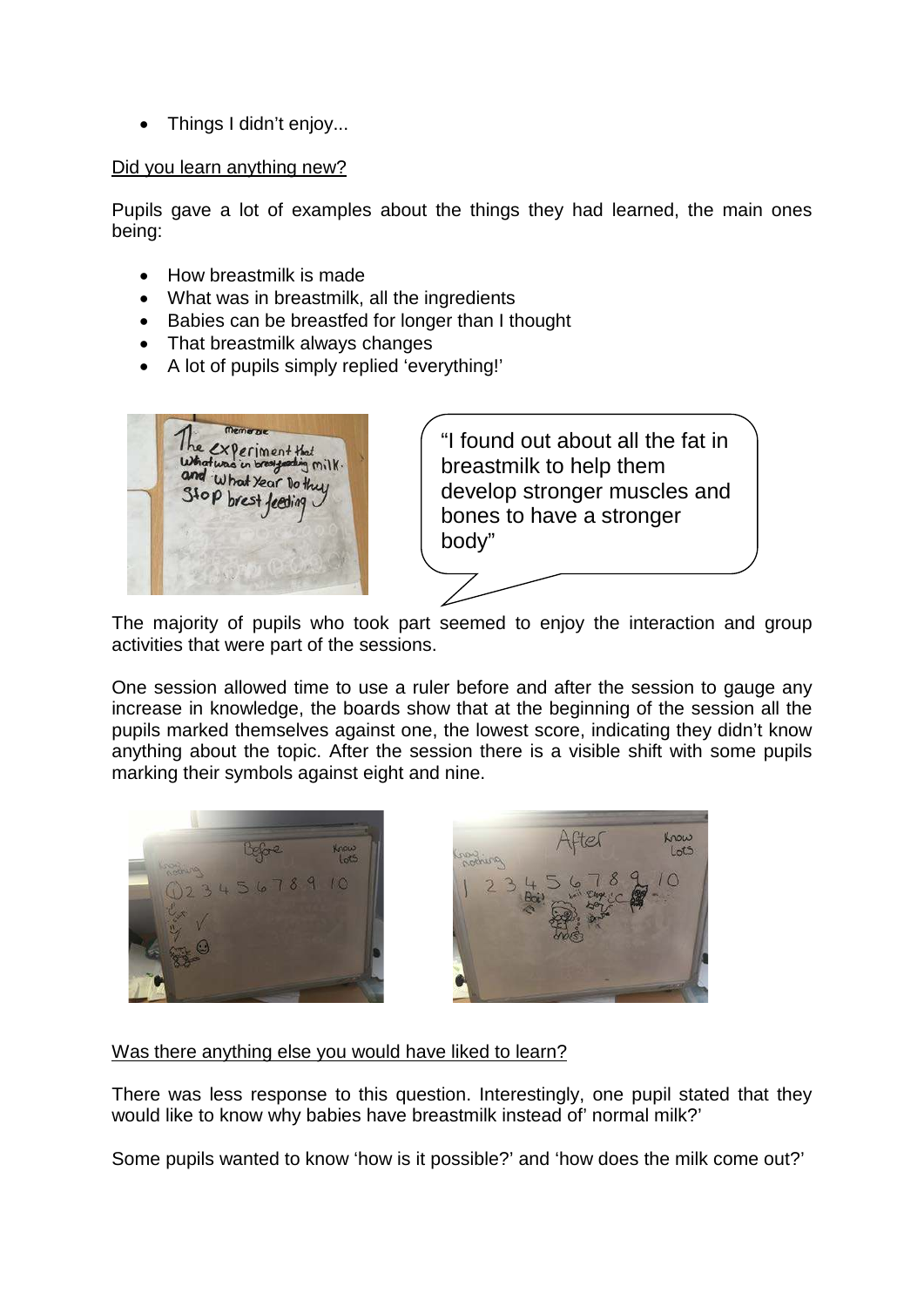- Things I didn't enjoy...

Did you learn anything new?

Pupils gave a lot of examples about the things they had learned, the main ones being:

- How breastmilk is made
- What was in breastmilk, all the ingredients
- Babies can be breastfed for longer than I thought
- That breastmilk always changes
- A lot of pupils simply replied 'everything!'

"I found out about all the fat in breastmilk to help them develop stronger muscles and bones to have a stronger body"

The majority of pupils who took part seemed to enjoy the interaction and group activities that were part of the sessions.

One session allowed time to use a ruler before and after the session to gauge any increase in knowledge, the boards show that at the beginning of the session all the pupils marked themselves against one, the lowest score, indicating they didn't know anything about the topic. After the session there is a visible shift with some pupils marking their symbols against eight and nine.

Was there anything else you would have liked to learn?

There was less response to this question. Interestingly, one pupil stated that they would like to know why babies have breastmilk instead of' normal milk?'

Some pupils wanted to know 'how is it possible?' and 'how does the milk come out?'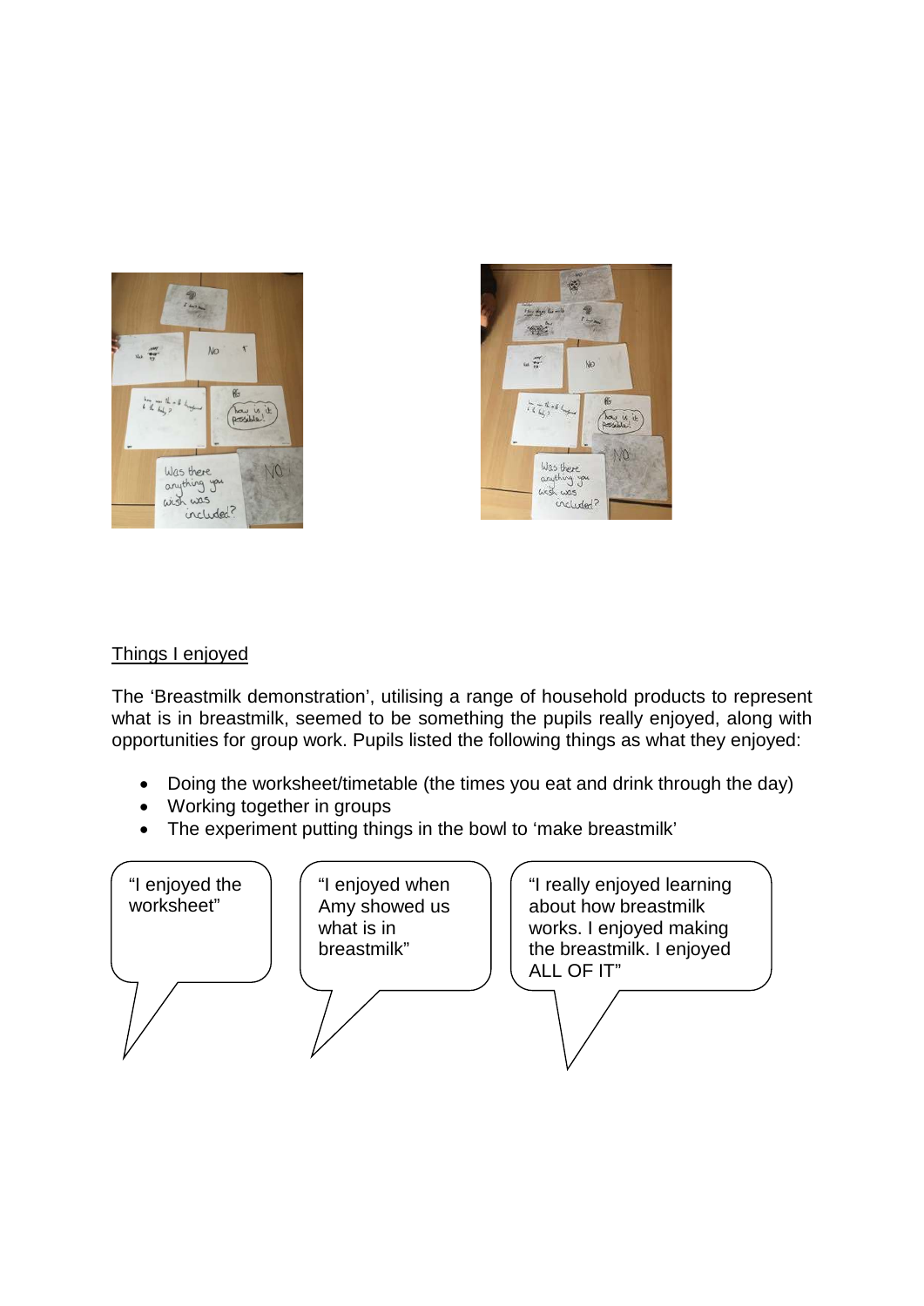## Things I enjoyed

The 'Breastmilk demonstration', utilising a range of household products to represent what is in breastmilk, seemed to be something the pupils really enjoyed, along with opportunities for group work. Pupils listed the following things as what they enjoyed:

- Doing the worksheet/timetable (the times you eat and drink through the day)
- Working together in groups
- The experiment putting things in the bowl to 'make breastmilk'

"I enjoyed the worksheet"

"I enjoyed when Amy showed us what is in breastmilk"

"I really enjoyed learning about how breastmilk works. I enjoyed making the breastmilk. I enjoyed ALL OF IT"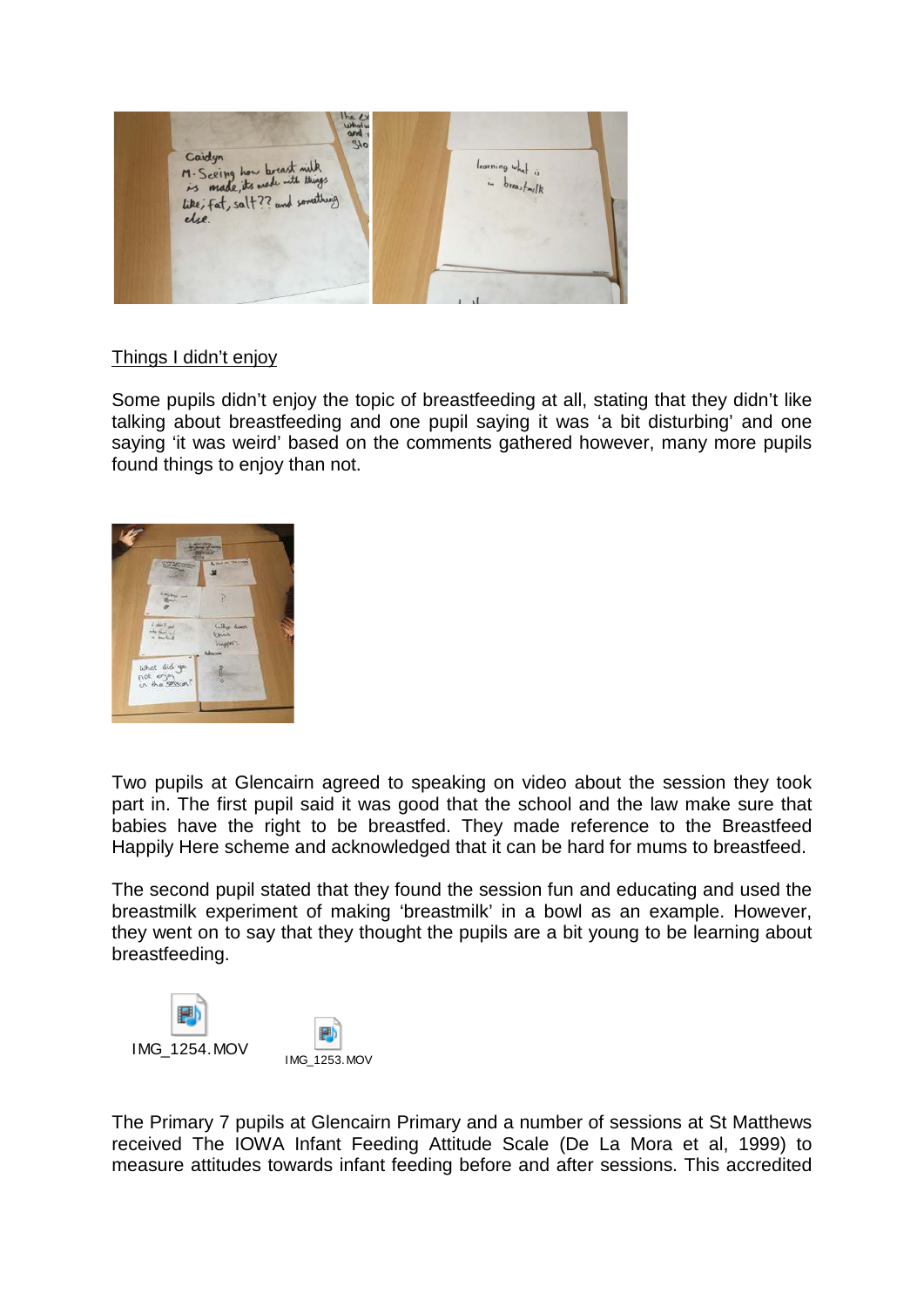Things I didn't enjoy

Some pupils didn't enjoy the topic of breastfeeding at all, stating that they didn't like talking about breastfeeding and one pupil saying it was 'a bit disturbing' and one saying 'it was weird' based on the comments gathered however, many more pupils found things to enjoy than not.

Two pupils at Glencairn agreed to speaking on video about the session they took part in. The first pupil said it was good that the school and the law make sure that babies have the right to be breastfed. They made reference to the Breastfeed Happily Here scheme and acknowledged that it can be hard for mums to breastfeed.

The second pupil stated that they found the session fun and educating and used the breastmilk experiment of making 'breastmilk' in a bowl as an example. However, they went on to say that they thought the pupils are a bit young to be learning about breastfeeding.

IMG_1254.MOV IMG_1253.MOV

The Primary 7 pupils at Glencairn Primary and a number of sessions at St Matthews received The IOWA Infant Feeding Attitude Scale (De La Mora et al, 1999) to measure attitudes towards infant feeding before and after sessions. This accredited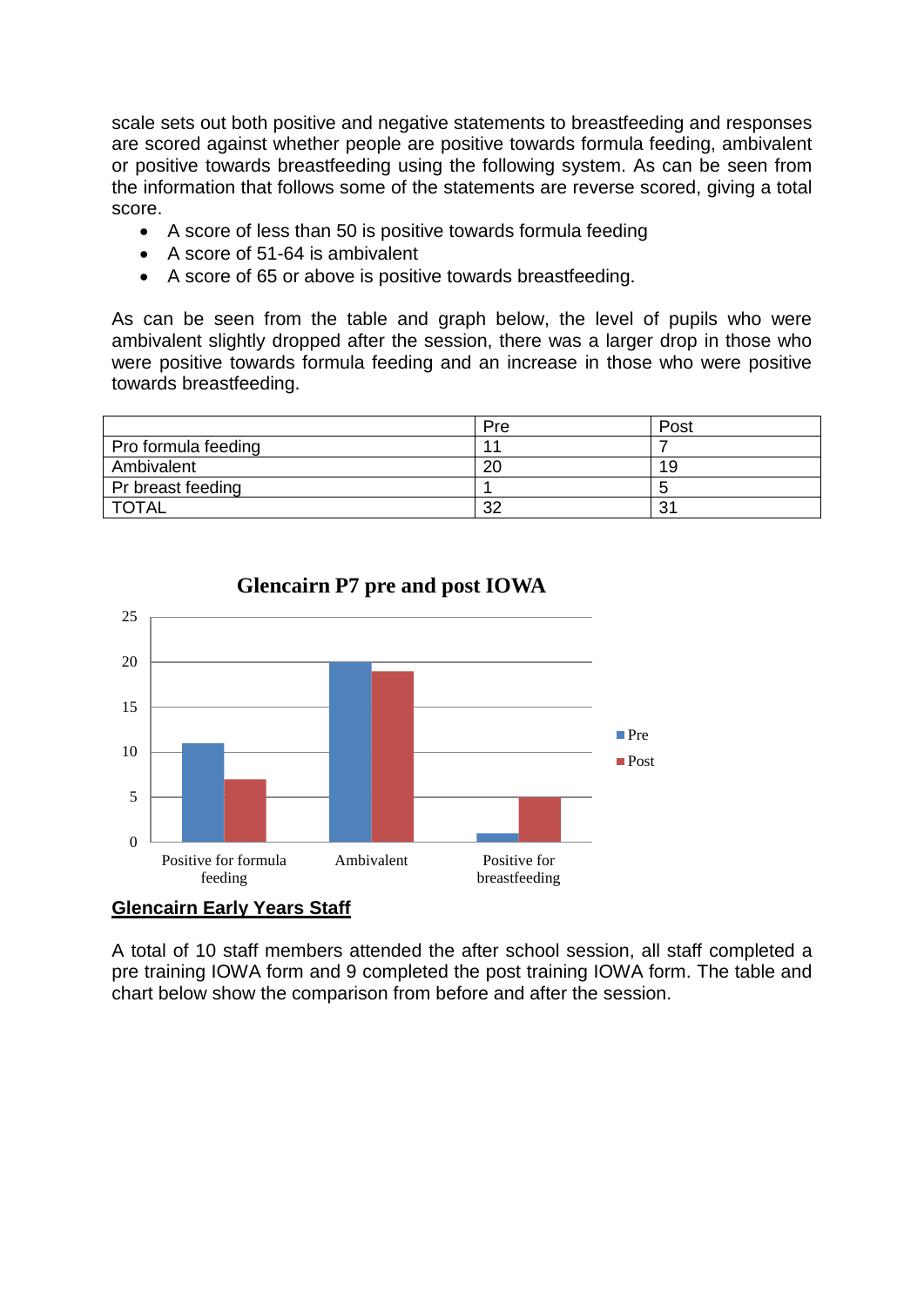scale sets out both positive and negative statements to breastfeeding and responses are scored against whether people are positive towards formula feeding, ambivalent or positive towards breastfeeding using the following system. As can be seen from the information that follows some of the statements are reverse scored, giving a total score.

- A score of less than 50 is positive towards formula feeding
- A score of 51-64 is ambivalent
- A score of 65 or above is positive towards breastfeeding.

As can be seen from the table and graph below, the level of pupils who were ambivalent slightly dropped after the session, there was a larger drop in those who were positive towards formula feeding and an increase in those who were positive towards breastfeeding.

| | Pre | Post |
|---|---|---|
| Pro formula feeding | 11 | 7 |
| Ambivalent | 20 | 19 |
| Pr breast feeding | 1 | 5 |
| TOTAL | 32 | 31 |

**Glencairn P7 pre and post IOWA**

| | Pre | Post |
|---|---|---|
| Positive for formula feeding | 11 | 7 |
| Ambivalent | 20 | 19 |
| Positive for breastfeeding | 1 | 5 |

## Glencairn Early Years Staff

A total of 10 staff members attended the after school session, all staff completed a pre training IOWA form and 9 completed the post training IOWA form. The table and chart below show the comparison from before and after the session.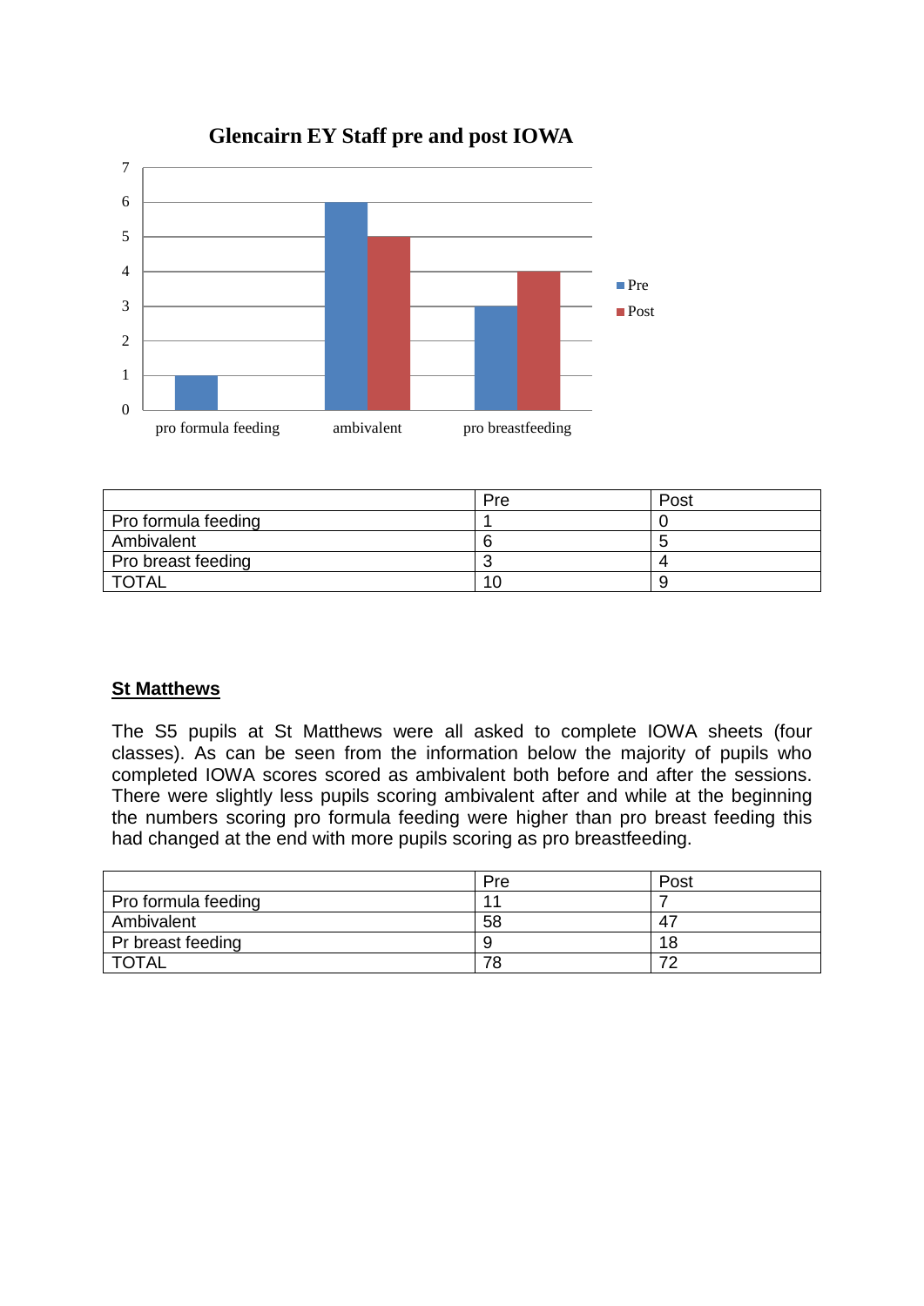**Glencairn EY Staff pre and post IOWA**

| | Pre | Post |
|---|---|---|
| pro formula feeding | 1 | 0 |
| ambivalent | 6 | 5 |
| pro breastfeeding | 3 | 4 |

| | Pre | Post |
|---|---|---|
| Pro formula feeding | 1 | 0 |
| Ambivalent | 6 | 5 |
| Pro breast feeding | 3 | 4 |
| TOTAL | 10 | 9 |

## St Matthews

The S5 pupils at St Matthews were all asked to complete IOWA sheets (four classes). As can be seen from the information below the majority of pupils who completed IOWA scores scored as ambivalent both before and after the sessions. There were slightly less pupils scoring ambivalent after and while at the beginning the numbers scoring pro formula feeding were higher than pro breast feeding this had changed at the end with more pupils scoring as pro breastfeeding.

| | Pre | Post |
|---|---|---|
| Pro formula feeding | 11 | 7 |
| Ambivalent | 58 | 47 |
| Pr breast feeding | 9 | 18 |
| TOTAL | 78 | 72 |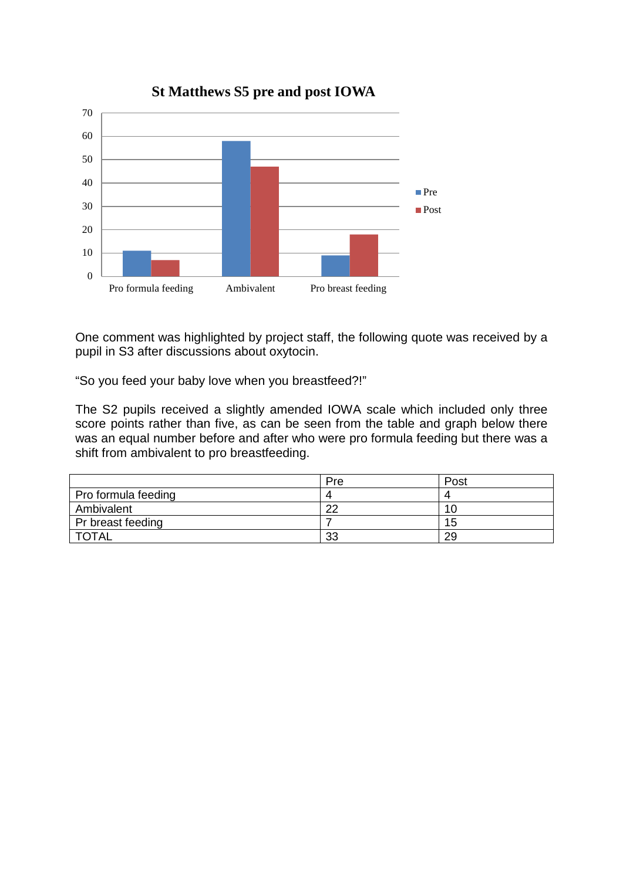St Matthews S5 pre and post IOWA

One comment was highlighted by project staff, the following quote was received by a pupil in S3 after discussions about oxytocin.

“So you feed your baby love when you breastfeed?!”

The S2 pupils received a slightly amended IOWA scale which included only three score points rather than five, as can be seen from the table and graph below there was an equal number before and after who were pro formula feeding but there was a shift from ambivalent to pro breastfeeding.

| | Pre | Post |
|---|---|---|
| Pro formula feeding | 4 | 4 |
| Ambivalent | 22 | 10 |
| Pr breast feeding | 7 | 15 |
| TOTAL | 33 | 29 |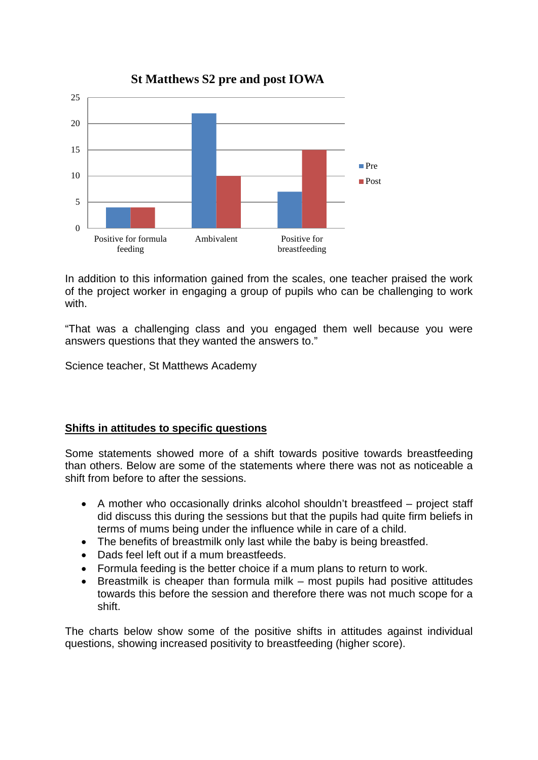**St Matthews S2 pre and post IOWA**

| | Pre | Post |
|---|---|---|
| Positive for formula feeding | 4 | 4 |
| Ambivalent | 22 | 10 |
| Positive for breastfeeding | 7 | 15 |

In addition to this information gained from the scales, one teacher praised the work of the project worker in engaging a group of pupils who can be challenging to work with.

"That was a challenging class and you engaged them well because you were answers questions that they wanted the answers to."

Science teacher, St Matthews Academy

## Shifts in attitudes to specific questions

Some statements showed more of a shift towards positive towards breastfeeding than others. Below are some of the statements where there was not as noticeable a shift from before to after the sessions.

- A mother who occasionally drinks alcohol shouldn't breastfeed – project staff did discuss this during the sessions but that the pupils had quite firm beliefs in terms of mums being under the influence while in care of a child.
- The benefits of breastmilk only last while the baby is being breastfed.
- Dads feel left out if a mum breastfeeds.
- Formula feeding is the better choice if a mum plans to return to work.
- Breastmilk is cheaper than formula milk – most pupils had positive attitudes towards this before the session and therefore there was not much scope for a shift.

The charts below show some of the positive shifts in attitudes against individual questions, showing increased positivity to breastfeeding (higher score).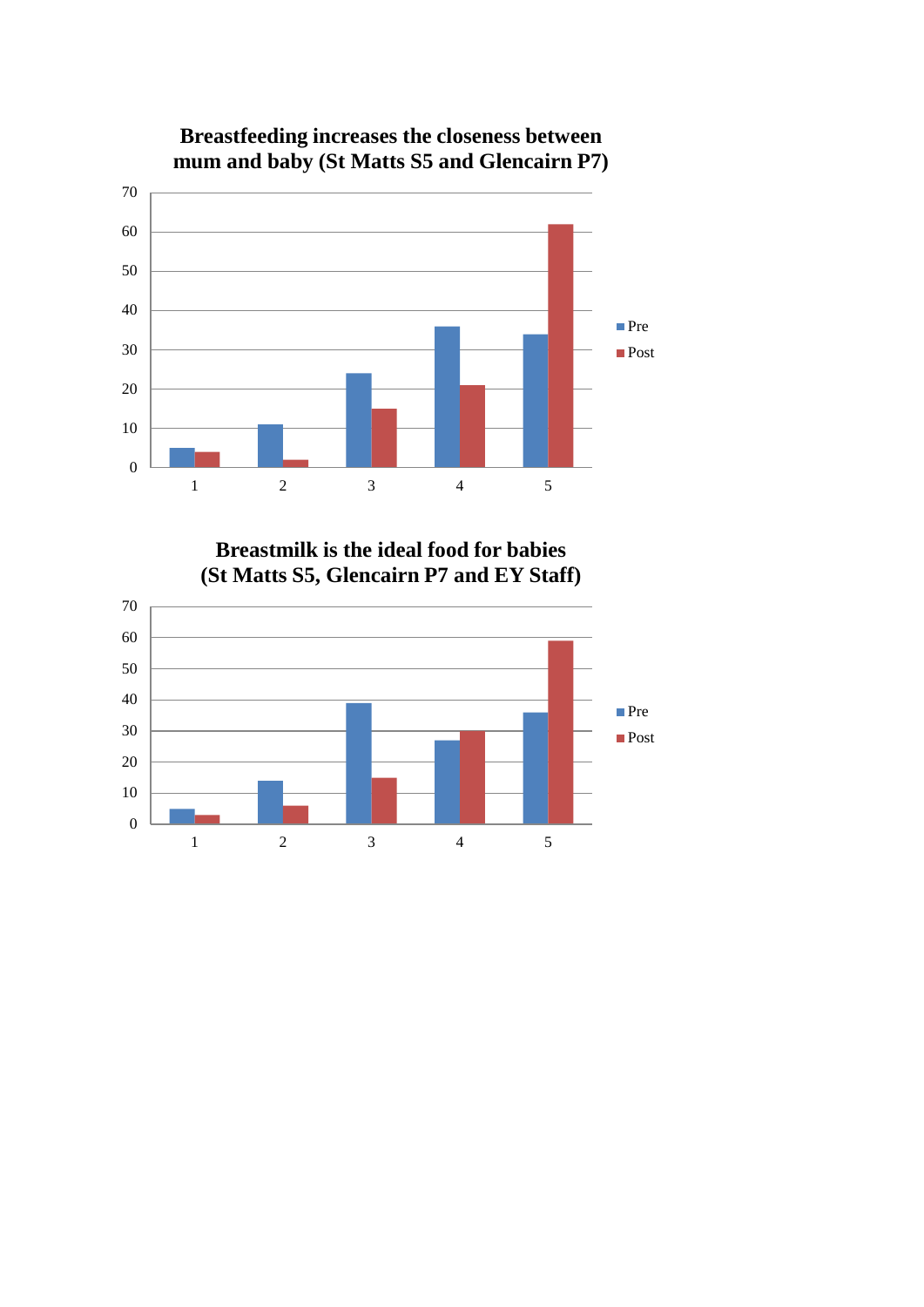**Breastfeeding increases the closeness between mum and baby (St Matts S5 and Glencairn P7)**

| | 1 | 2 | 3 | 4 | 5 |
|---|---|---|---|---|---|
| Pre | 5 | 11 | 24 | 36 | 34 |
| Post | 4 | 2 | 15 | 21 | 62 |

**Breastmilk is the ideal food for babies (St Matts S5, Glencairn P7 and EY Staff)**

| | 1 | 2 | 3 | 4 | 5 |
|---|---|---|---|---|---|
| Pre | 5 | 14 | 39 | 27 | 36 |
| Post | 3 | 6 | 15 | 30 | 59 |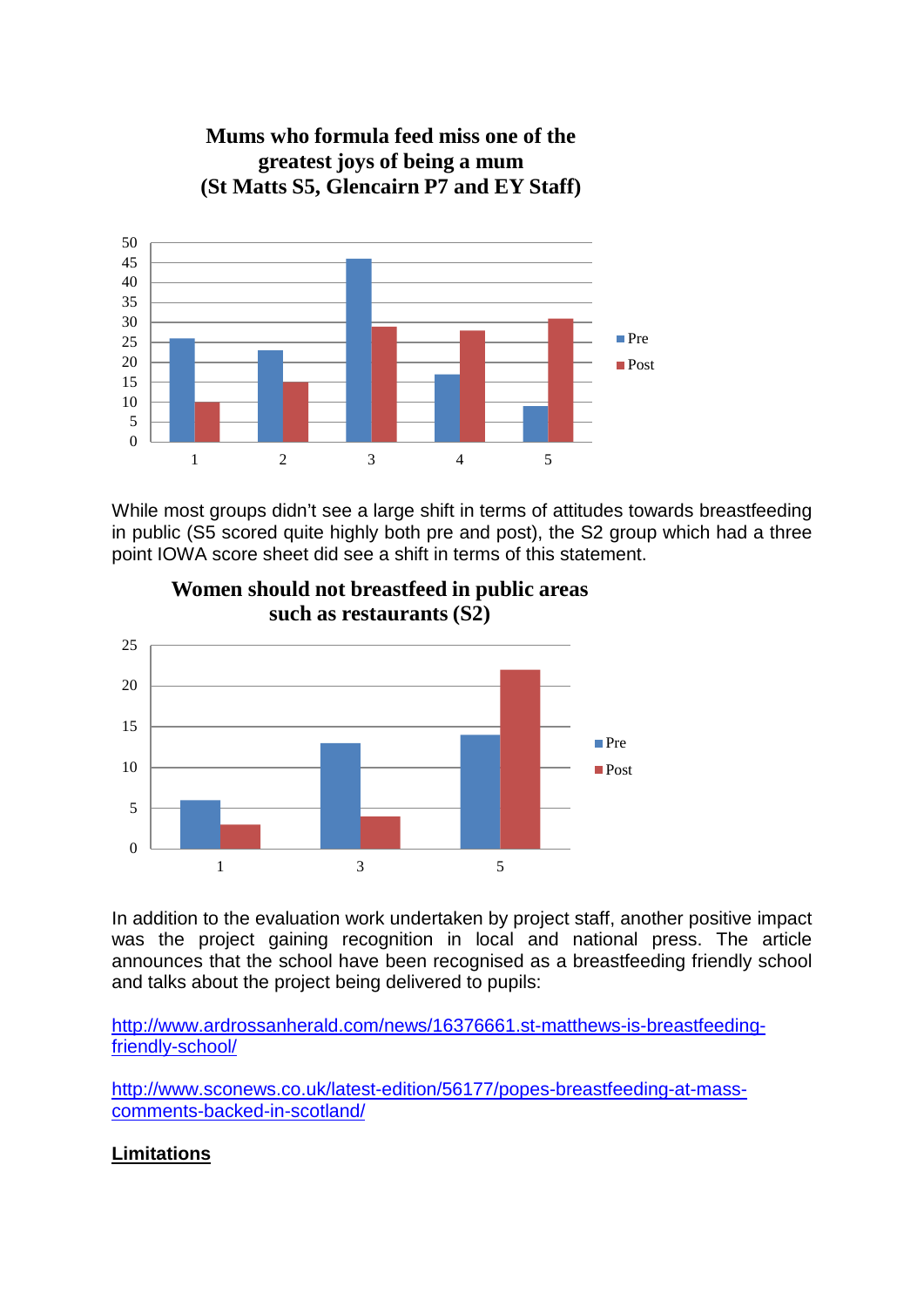**Mums who formula feed miss one of the greatest joys of being a mum (St Matts S5, Glencairn P7 and EY Staff)**

While most groups didn't see a large shift in terms of attitudes towards breastfeeding in public (S5 scored quite highly both pre and post), the S2 group which had a three point IOWA score sheet did see a shift in terms of this statement.

**Women should not breastfeed in public areas such restaurants (S2)**

In addition to the evaluation work undertaken by project staff, another positive impact was the project gaining recognition in local and national press. The article announces that the school have been recognised as a breastfeeding friendly school and talks about the project being delivered to pupils:

http://www.ardrossanherald.com/news/16376661.st-matthews-is-breastfeeding-friendly-school/

http://www.sconews.co.uk/latest-edition/56177/popes-breastfeeding-at-mass-comments-backed-in-scotland/

**Limitations**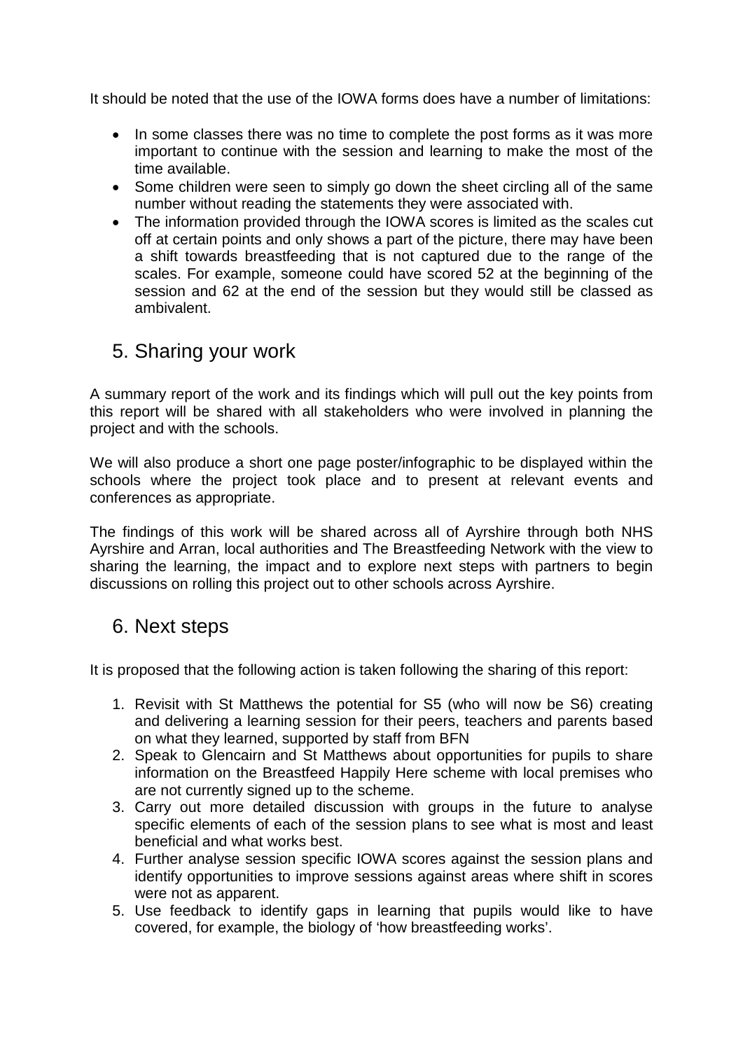It should be noted that the use of the IOWA forms does have a number of limitations:

- In some classes there was no time to complete the post forms as it was more important to continue with the session and learning to make the most of the time available.
- Some children were seen to simply go down the sheet circling all of the same number without reading the statements they were associated with.
- The information provided through the IOWA scores is limited as the scales cut off at certain points and only shows a part of the picture, there may have been a shift towards breastfeeding that is not captured due to the range of the scales. For example, someone could have scored 52 at the beginning of the session and 62 at the end of the session but they would still be classed as ambivalent.

## 5. Sharing your work

A summary report of the work and its findings which will pull out the key points from this report will be shared with all stakeholders who were involved in planning the project and with the schools.

We will also produce a short one page poster/infographic to be displayed within the schools where the project took place and to present at relevant events and conferences as appropriate.

The findings of this work will be shared across all of Ayrshire through both NHS Ayrshire and Arran, local authorities and The Breastfeeding Network with the view to sharing the learning, the impact and to explore next steps with partners to begin discussions on rolling this project out to other schools across Ayrshire.

## 6. Next steps

It is proposed that the following action is taken following the sharing of this report:

1. Revisit with St Matthews the potential for S5 (who will now be S6) creating and delivering a learning session for their peers, teachers and parents based on what they learned, supported by staff from BFN
2. Speak to Glencairn and St Matthews about opportunities for pupils to share information on the Breastfeed Happily Here scheme with local premises who are not currently signed up to the scheme.
3. Carry out more detailed discussion with groups in the future to analyse specific elements of each of the session plans to see what is most and least beneficial and what works best.
4. Further analyse session specific IOWA scores against the session plans and identify opportunities to improve sessions against areas where shift in scores were not as apparent.
5. Use feedback to identify gaps in learning that pupils would like to have covered, for example, the biology of 'how breastfeeding works'.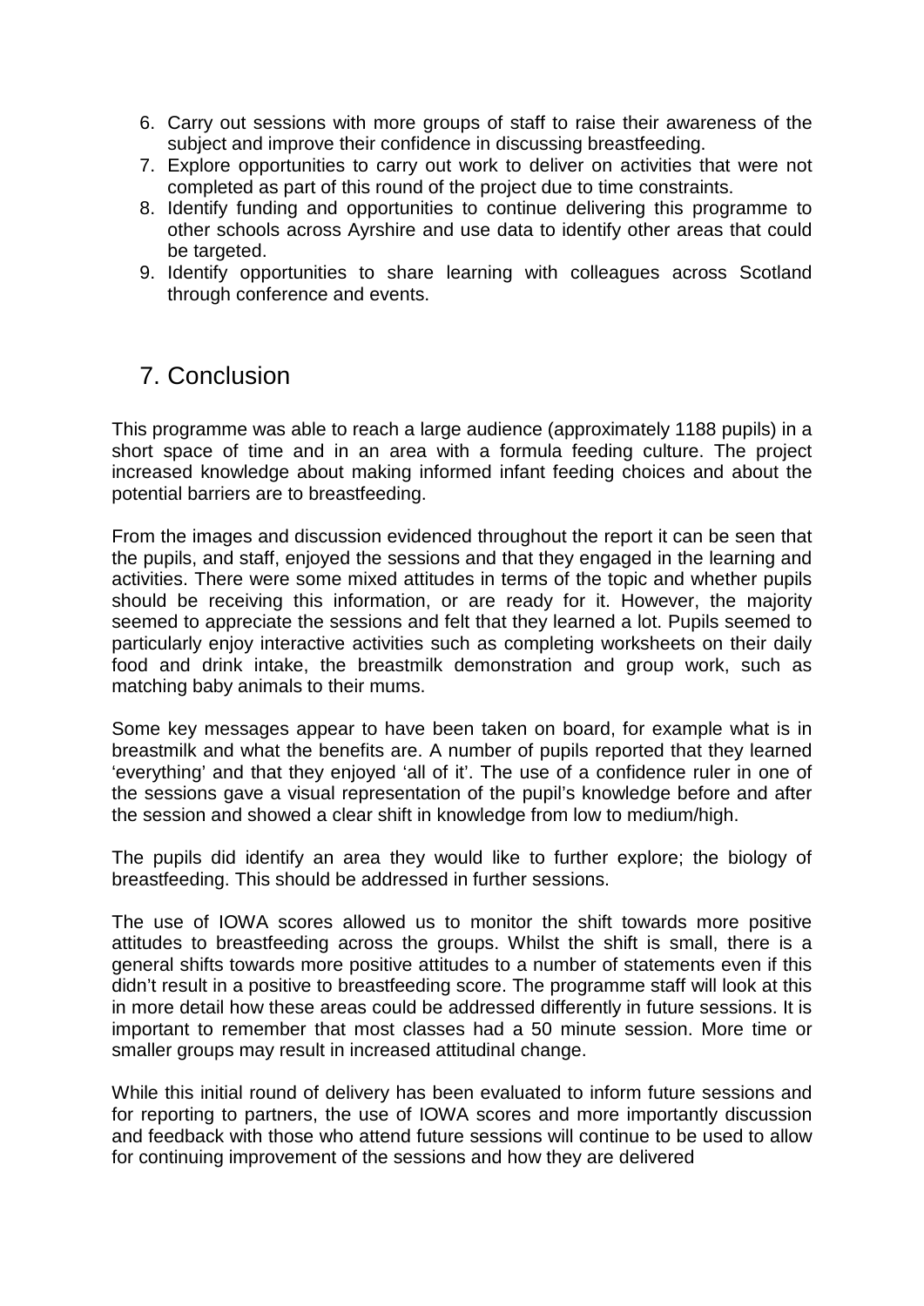6. Carry out sessions with more groups of staff to raise their awareness of the subject and improve their confidence in discussing breastfeeding.
7. Explore opportunities to carry out work to deliver on activities that were not completed as part of this round of the project due to time constraints.
8. Identify funding and opportunities to continue delivering this programme to other schools across Ayrshire and use data to identify other areas that could be targeted.
9. Identify opportunities to share learning with colleagues across Scotland through conference and events.

## 7. Conclusion

This programme was able to reach a large audience (approximately 1188 pupils) in a short space of time and in an area with a formula feeding culture. The project increased knowledge about making informed infant feeding choices and about the potential barriers are to breastfeeding.

From the images and discussion evidenced throughout the report it can be seen that the pupils, and staff, enjoyed the sessions and that they engaged in the learning and activities. There were some mixed attitudes in terms of the topic and whether pupils should be receiving this information, or are ready for it. However, the majority seemed to appreciate the sessions and felt that they learned a lot. Pupils seemed to particularly enjoy interactive activities such as completing worksheets on their daily food and drink intake, the breastmilk demonstration and group work, such as matching baby animals to their mums.

Some key messages appear to have been taken on board, for example what is in breastmilk and what the benefits are. A number of pupils reported that they learned 'everything' and that they enjoyed 'all of it'. The use of a confidence ruler in one of the sessions gave a visual representation of the pupil's knowledge before and after the session and showed a clear shift in knowledge from low to medium/high.

The pupils did identify an area they would like to further explore; the biology of breastfeeding. This should be addressed in further sessions.

The use of IOWA scores allowed us to monitor the shift towards more positive attitudes to breastfeeding across the groups. Whilst the shift is small, there is a general shifts towards more positive attitudes to a number of statements even if this didn't result in a positive to breastfeeding score. The programme staff will look at this in more detail how these areas could be addressed differently in future sessions. It is important to remember that most classes had a 50 minute session. More time or smaller groups may result in increased attitudinal change.

While this initial round of delivery has been evaluated to inform future sessions and for reporting to partners, the use of IOWA scores and more importantly discussion and feedback with those who attend future sessions will continue to be used to allow for continuing improvement of the sessions and how they are delivered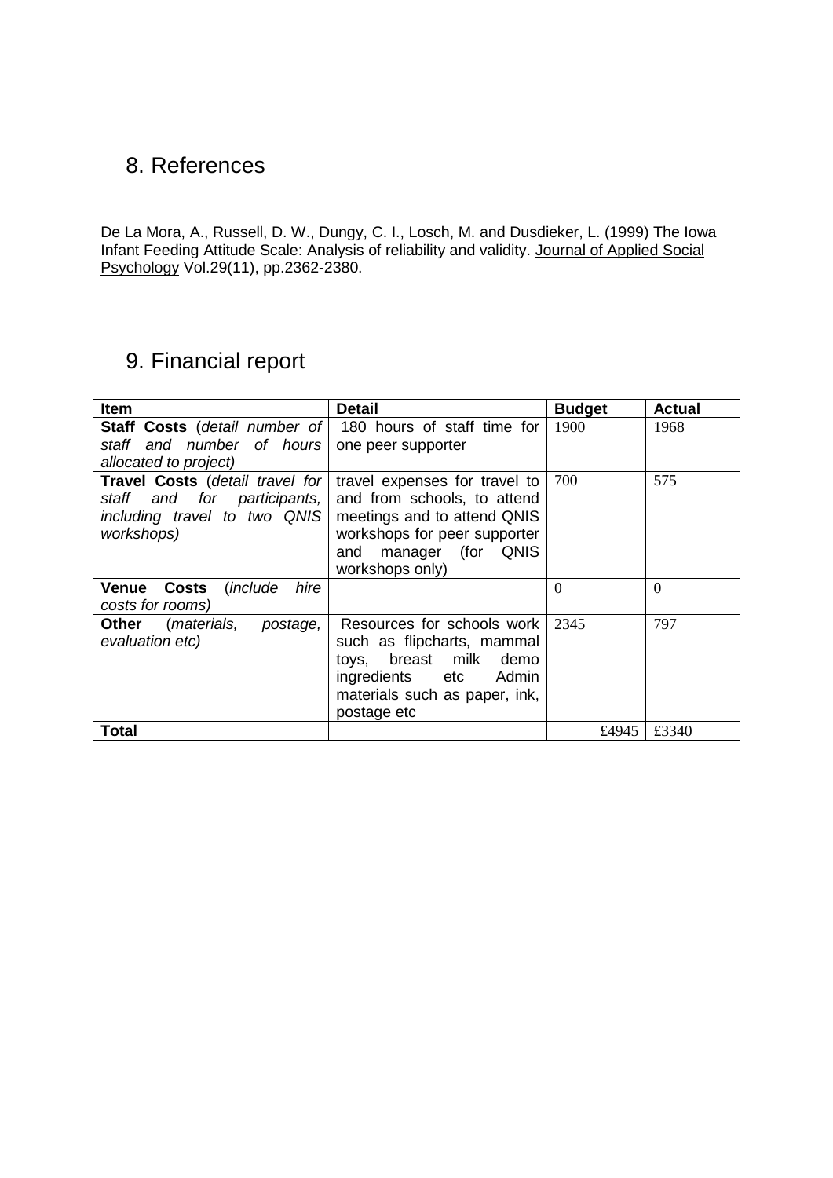## 8. References

De La Mora, A., Russell, D. W., Dungy, C. I., Losch, M. and Dusdieker, L. (1999) The Iowa Infant Feeding Attitude Scale: Analysis of reliability and validity. Journal of Applied Social Psychology Vol.29(11), pp.2362-2380.

## 9. Financial report

| Item | Detail | Budget | Actual |
|---|---|---|---|
| **Staff Costs** (*detail number of staff and number of hours allocated to project*) | 180 hours of staff time for one peer supporter | 1900 | 1968 |
| **Travel Costs** (*detail travel for staff and for participants, including travel to two QNIS workshops*) | travel expenses for travel to and from schools, to attend meetings and to attend QNIS workshops for peer supporter and manager (for QNIS workshops only) | 700 | 575 |
| **Venue Costs** (*include hire costs for rooms*) | | 0 | 0 |
| **Other** (*materials, postage, evaluation etc*) | Resources for schools work such as flipcharts, mammal toys, breast milk demo ingredients etc Admin materials such as paper, ink, postage etc | 2345 | 797 |
| **Total** | | £4945 | £3340 |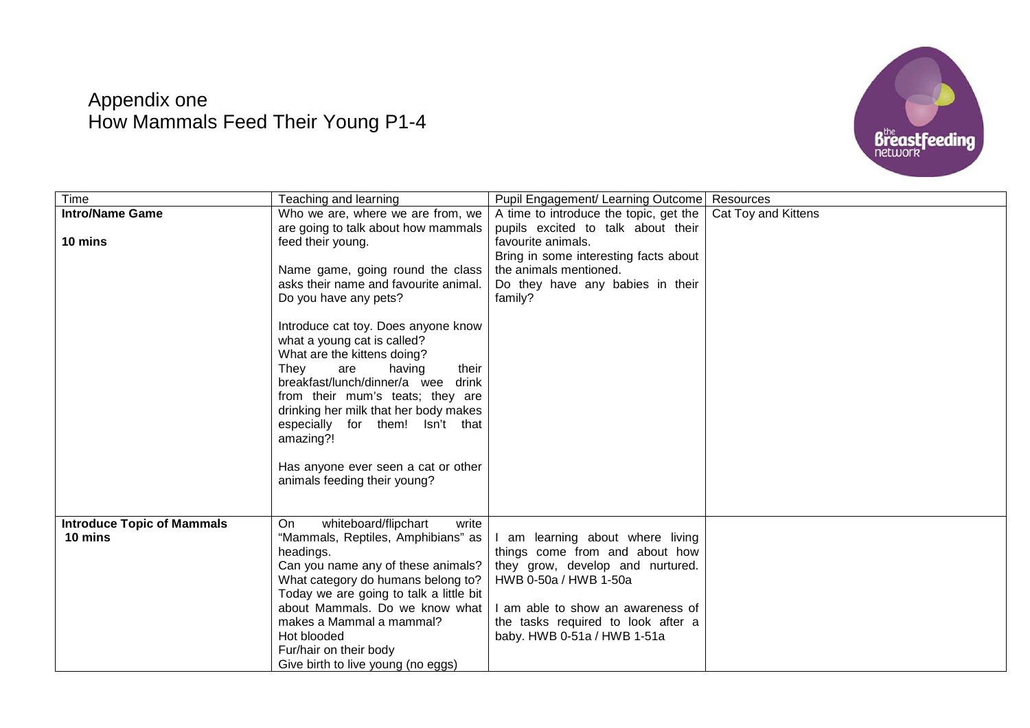# Appendix one
# How Mammals Feed Their Young P1-4

| Time | Teaching and learning | Pupil Engagement/ Learning Outcome | Resources |
|---|---|---|---|
| **Intro/Name Game**<br><br>**10 mins** | Who we are, where we are from, we are going to talk about how mammals feed their young.<br><br>Name game, going round the class asks their name and favourite animal. Do you have any pets?<br><br>Introduce cat toy. Does anyone know what a young cat is called?<br>What are the kittens doing?<br>They are having their breakfast/lunch/dinner/a wee drink from their mum's teats; they are drinking her milk that her body makes especially for them! Isn't that amazing?!<br><br>Has anyone ever seen a cat or other animals feeding their young? | A time to introduce the topic, get the pupils excited to talk about their favourite animals.<br>Bring in some interesting facts about the animals mentioned.<br>Do they have any babies in their family? | Cat Toy and Kittens |
| **Introduce Topic of Mammals**<br>**10 mins** | On whiteboard/flipchart write "Mammals, Reptiles, Amphibians" as headings.<br>Can you name any of these animals?<br>What category do humans belong to?<br>Today we are going to talk a little bit about Mammals. Do we know what makes a Mammal a mammal?<br>Hot blooded<br>Fur/hair on their body<br>Give birth to live young (no eggs) | I am learning about where living things come from and about how they grow, develop and nurtured. HWB 0-50a / HWB 1-50a<br><br>I am able to show an awareness of the tasks required to look after a baby. HWB 0-51a / HWB 1-51a | |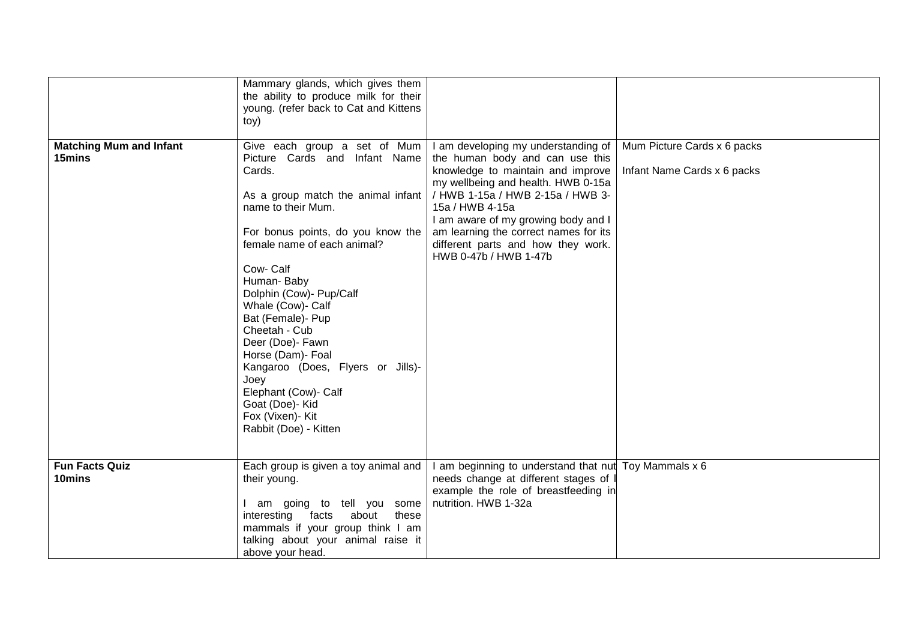|  |  |  |  |
|---|---|---|---|
|  | Mammary glands, which gives them the ability to produce milk for their young. (refer back to Cat and Kittens toy) |  |  |
| **Matching Mum and Infant 15mins** | Give each group a set of Mum Picture Cards and Infant Name Cards.<br><br>As a group match the animal infant name to their Mum.<br><br>For bonus points, do you know the female name of each animal?<br><br>Cow- Calf<br>Human- Baby<br>Dolphin (Cow)- Pup/Calf<br>Whale (Cow)- Calf<br>Bat (Female)- Pup<br>Cheetah - Cub<br>Deer (Doe)- Fawn<br>Horse (Dam)- Foal<br>Kangaroo (Does, Flyers or Jills)- Joey<br>Elephant (Cow)- Calf<br>Goat (Doe)- Kid<br>Fox (Vixen)- Kit<br>Rabbit (Doe) - Kitten | I am developing my understanding of the human body and can use this knowledge to maintain and improve my wellbeing and health. HWB 0-15a / HWB 1-15a / HWB 2-15a / HWB 3-15a / HWB 4-15a<br>I am aware of my growing body and I am learning the correct names for its different parts and how they work. HWB 0-47b / HWB 1-47b | Mum Picture Cards x 6 packs<br><br>Infant Name Cards x 6 packs |
| **Fun Facts Quiz 10mins** | Each group is given a toy animal and their young.<br><br>I am going to tell you some interesting facts about these mammals if your group think I am talking about your animal raise it above your head. | I am beginning to understand that nut needs change at different stages of l example the role of breastfeeding in nutrition. HWB 1-32a | Toy Mammals x 6 |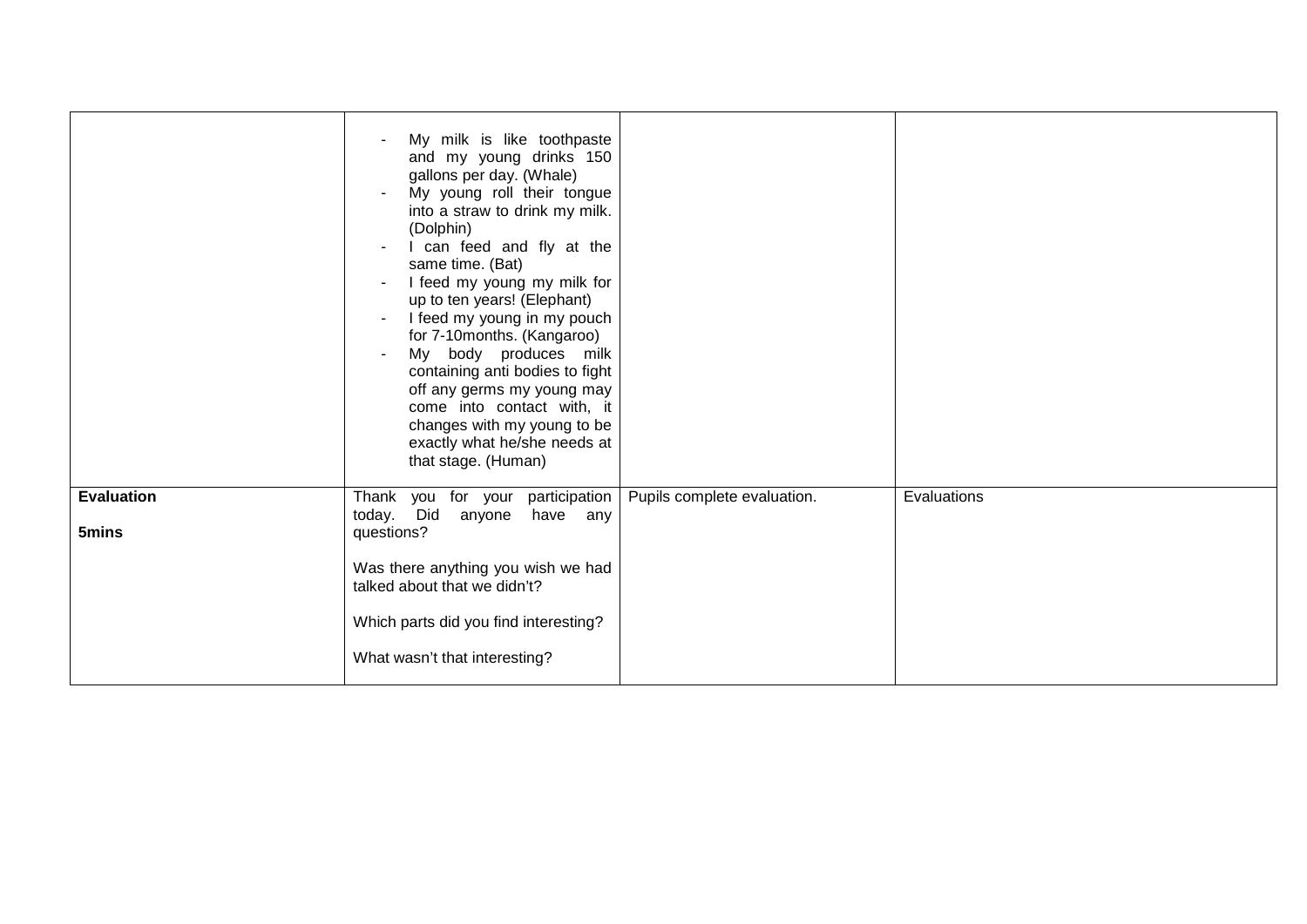| | | | |
|---|---|---|---|
| | - My milk is like toothpaste and my young drinks 150 gallons per day. (Whale)<br>- My young roll their tongue into a straw to drink my milk. (Dolphin)<br>- I can feed and fly at the same time. (Bat)<br>- I feed my young my milk for up to ten years! (Elephant)<br>- I feed my young in my pouch for 7-10months. (Kangaroo)<br>- My body produces milk containing anti bodies to fight off any germs my young may come into contact with, it changes with my young to be exactly what he/she needs at that stage. (Human) | | |
| **Evaluation**<br><br>**5mins** | Thank you for your participation today. Did anyone have any questions?<br><br>Was there anything you wish we had talked about that we didn't?<br><br>Which parts did you find interesting?<br><br>What wasn't that interesting? | Pupils complete evaluation. | Evaluations |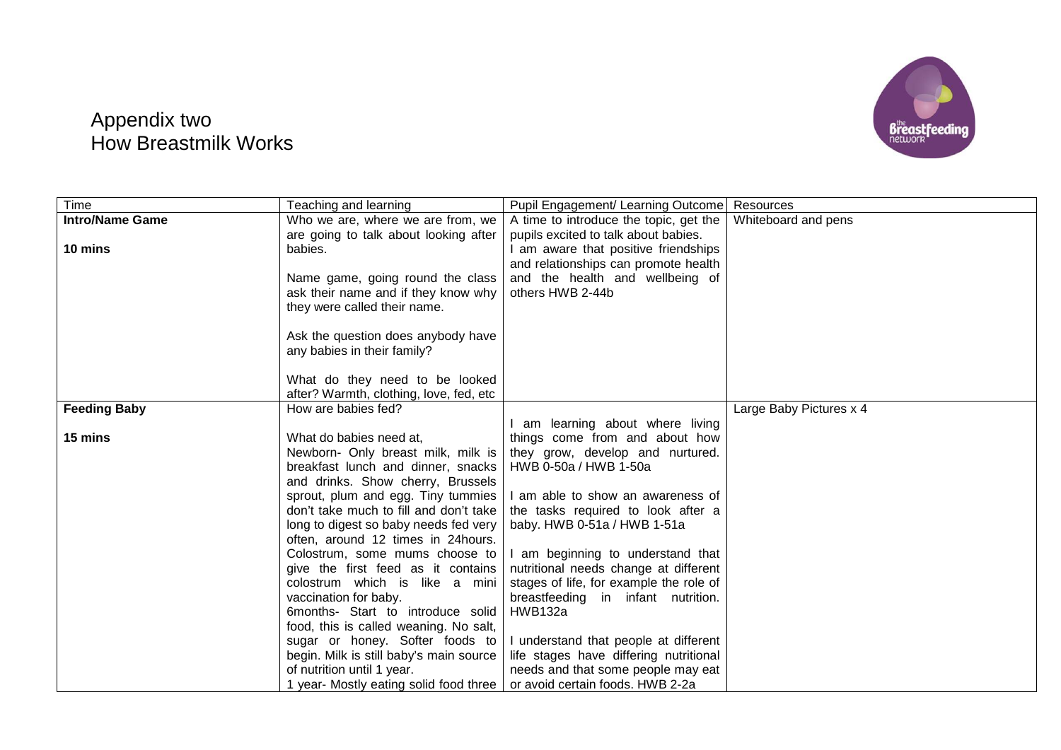# Appendix two
# How Breastmilk Works

| Time | Teaching and learning | Pupil Engagement/ Learning Outcome | Resources |
|---|---|---|---|
| **Intro/Name Game**<br><br>**10 mins** | Who we are, where we are from, we are going to talk about looking after babies.<br><br>Name game, going round the class ask their name and if they know why they were called their name.<br><br>Ask the question does anybody have any babies in their family?<br><br>What do they need to be looked after? Warmth, clothing, love, fed, etc | A time to introduce the topic, get the pupils excited to talk about babies.<br>I am aware that positive friendships and relationships can promote health and the health and wellbeing of others HWB 2-44b | Whiteboard and pens |
| **Feeding Baby**<br><br>**15 mins** | How are babies fed?<br><br>What do babies need at,<br>Newborn- Only breast milk, milk is breakfast lunch and dinner, snacks and drinks. Show cherry, Brussels sprout, plum and egg. Tiny tummies don't take much to fill and don't take long to digest so baby needs fed very often, around 12 times in 24hours. Colostrum, some mums choose to give the first feed as it contains colostrum which is like a mini vaccination for baby.<br>6months- Start to introduce solid food, this is called weaning. No salt, sugar or honey. Softer foods to begin. Milk is still baby's main source of nutrition until 1 year.<br>1 year- Mostly eating solid food three | I am learning about where living things come from and about how they grow, develop and nurtured. HWB 0-50a / HWB 1-50a<br><br>I am able to show an awareness of the tasks required to look after a baby. HWB 0-51a / HWB 1-51a<br><br>I am beginning to understand that nutritional needs change at different stages of life, for example the role of breastfeeding in infant nutrition. HWB132a<br><br>I understand that people at different life stages have differing nutritional needs and that some people may eat or avoid certain foods. HWB 2-2a | Large Baby Pictures x 4 |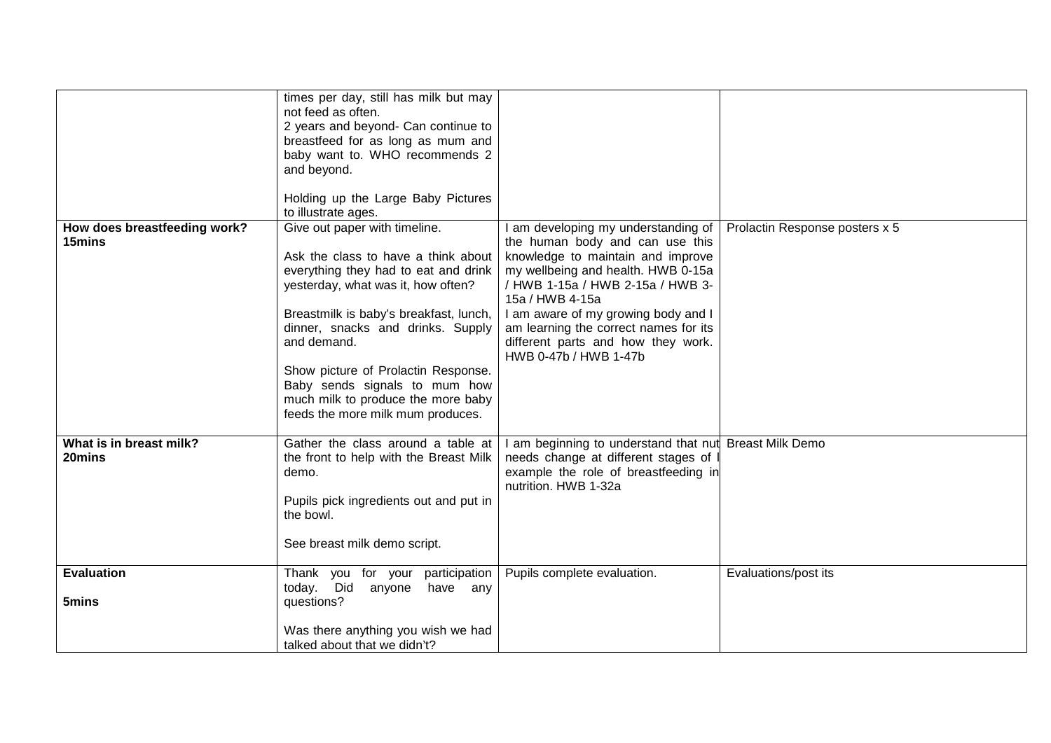|  |  |  |  |
|---|---|---|---|
|  | times per day, still has milk but may not feed as often.<br>2 years and beyond- Can continue to breastfeed for as long as mum and baby want to. WHO recommends 2 and beyond.<br><br>Holding up the Large Baby Pictures to illustrate ages. |  |  |
| **How does breastfeeding work?**<br>**15mins** | Give out paper with timeline.<br><br>Ask the class to have a think about everything they had to eat and drink yesterday, what was it, how often?<br><br>Breastmilk is baby's breakfast, lunch, dinner, snacks and drinks. Supply and demand.<br><br>Show picture of Prolactin Response. Baby sends signals to mum how much milk to produce the more baby feeds the more milk mum produces. | I am developing my understanding of the human body and can use this knowledge to maintain and improve my wellbeing and health. HWB 0-15a / HWB 1-15a / HWB 2-15a / HWB 3-15a / HWB 4-15a<br>I am aware of my growing body and I am learning the correct names for its different parts and how they work. HWB 0-47b / HWB 1-47b | Prolactin Response posters x 5 |
| **What is in breast milk?**<br>**20mins** | Gather the class around a table at the front to help with the Breast Milk demo.<br><br>Pupils pick ingredients out and put in the bowl.<br><br>See breast milk demo script. | I am beginning to understand that nut needs change at different stages of l example the role of breastfeeding in nutrition. HWB 1-32a | Breast Milk Demo |
| **Evaluation**<br><br>**5mins** | Thank you for your participation today. Did anyone have any questions?<br><br>Was there anything you wish we had talked about that we didn't? | Pupils complete evaluation. | Evaluations/post its |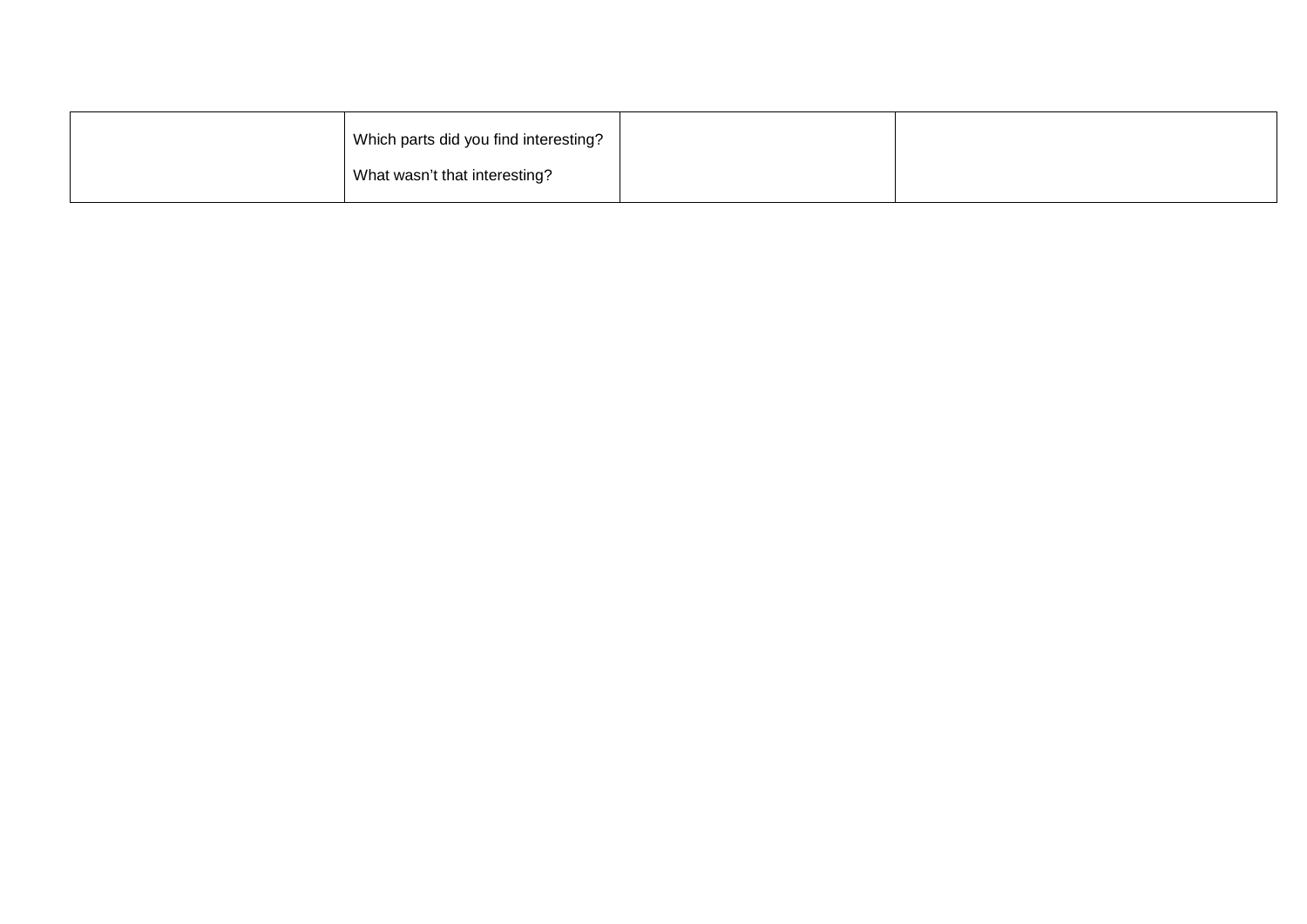| | | | |
|---|---|---|---|
| | Which parts did you find interesting?<br><br>What wasn't that interesting? | | |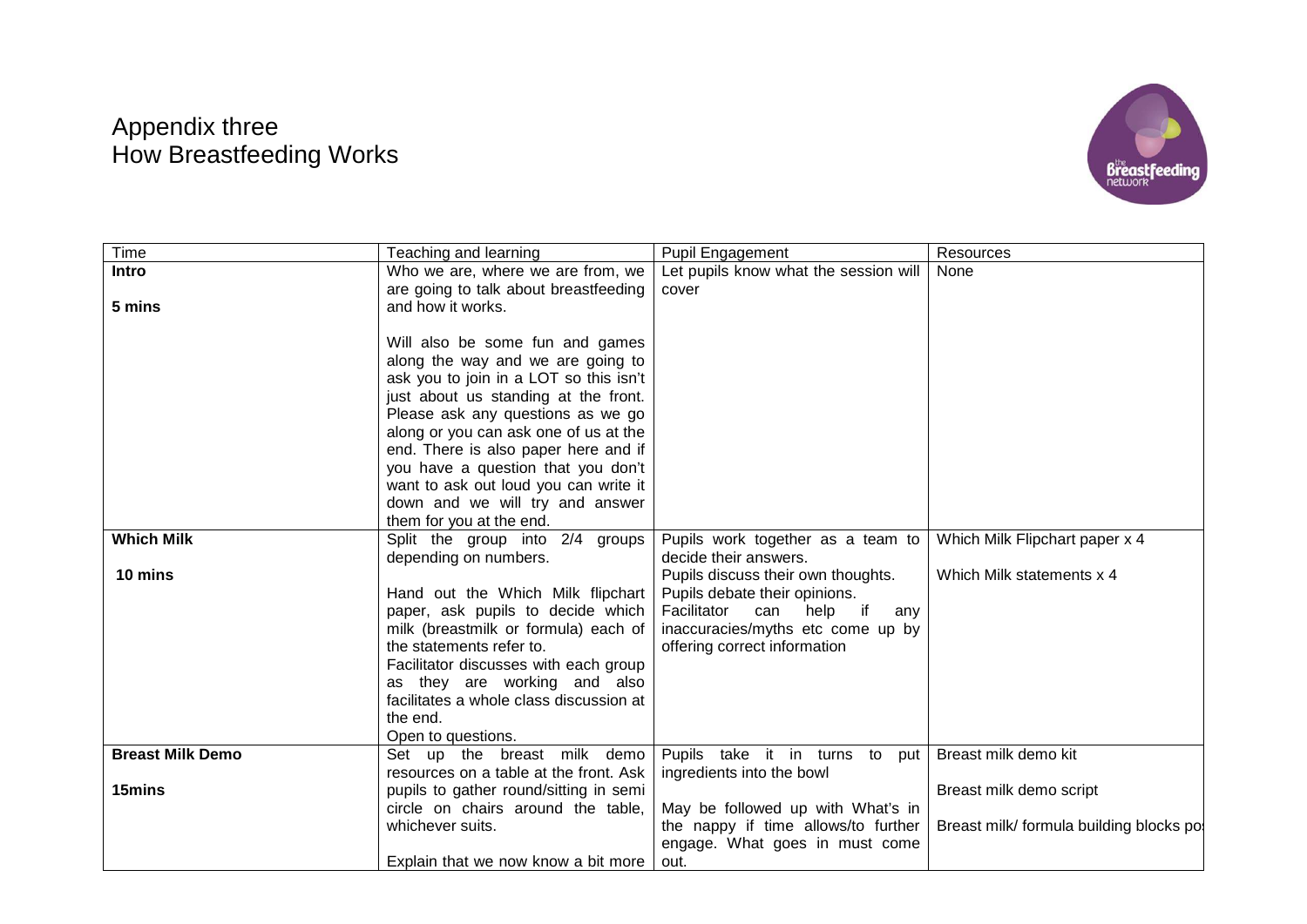# Appendix three
# How Breastfeeding Works

| Time | Teaching and learning | Pupil Engagement | Resources |
|---|---|---|---|
| **Intro**<br><br>**5 mins** | Who we are, where we are from, we are going to talk about breastfeeding and how it works.<br><br>Will also be some fun and games along the way and we are going to ask you to join in a LOT so this isn't just about us standing at the front. Please ask any questions as we go along or you can ask one of us at the end. There is also paper here and if you have a question that you don't want to ask out loud you can write it down and we will try and answer them for you at the end. | Let pupils know what the session will cover | None |
| **Which Milk**<br><br>**10 mins** | Split the group into 2/4 groups depending on numbers.<br><br>Hand out the Which Milk flipchart paper, ask pupils to decide which milk (breastmilk or formula) each of the statements refer to.<br>Facilitator discusses with each group as they are working and also facilitates a whole class discussion at the end.<br>Open to questions. | Pupils work together as a team to decide their answers.<br>Pupils discuss their own thoughts.<br>Pupils debate their opinions.<br>Facilitator can help if any inaccuracies/myths etc come up by offering correct information | Which Milk Flipchart paper x 4<br><br>Which Milk statements x 4 |
| **Breast Milk Demo**<br><br>**15mins** | Set up the breast milk demo resources on a table at the front. Ask pupils to gather round/sitting in semi circle on chairs around the table, whichever suits.<br><br>Explain that we now know a bit more | Pupils take it in turns to put ingredients into the bowl<br><br>May be followed up with What's in the nappy if time allows/to further engage. What goes in must come out. | Breast milk demo kit<br><br>Breast milk demo script<br><br>Breast milk/ formula building blocks po |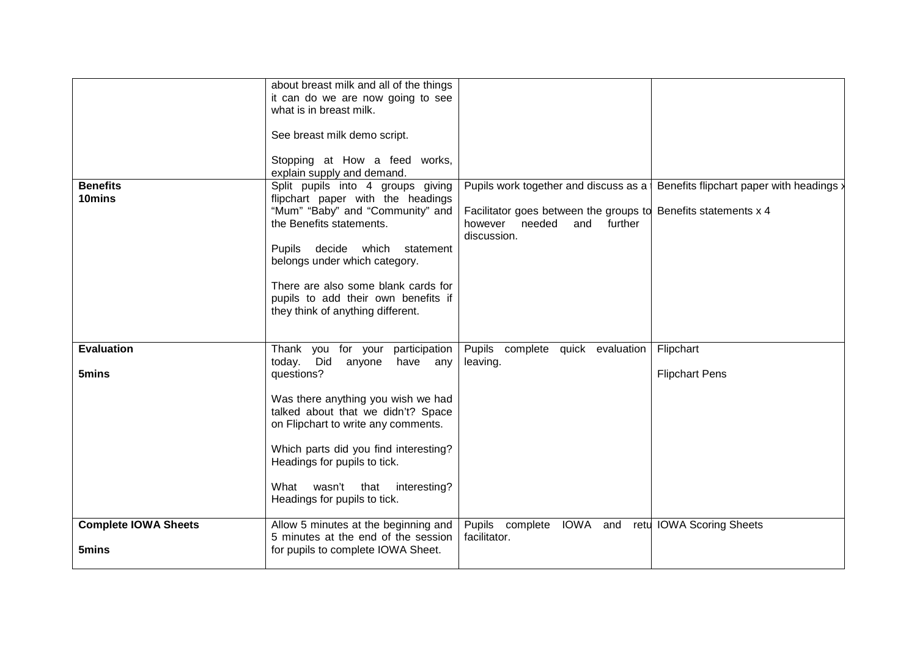| | | | |
|---|---|---|---|
| | about breast milk and all of the things it can do we are now going to see what is in breast milk.<br><br>See breast milk demo script.<br><br>Stopping at How a feed works, explain supply and demand. | | |
| **Benefits**<br>**10mins** | Split pupils into 4 groups giving flipchart paper with the headings "Mum" "Baby" and "Community" and the Benefits statements.<br><br>Pupils decide which statement belongs under which category.<br><br>There are also some blank cards for pupils to add their own benefits if they think of anything different. | Pupils work together and discuss as a<br><br>Facilitator goes between the groups to however needed and further discussion. | Benefits flipchart paper with headings x<br><br>Benefits statements x 4 |
| **Evaluation**<br><br>**5mins** | Thank you for your participation today. Did anyone have any questions?<br><br>Was there anything you wish we had talked about that we didn't? Space on Flipchart to write any comments.<br><br>Which parts did you find interesting? Headings for pupils to tick.<br><br>What wasn't that interesting? Headings for pupils to tick. | Pupils complete quick evaluation leaving. | Flipchart<br><br>Flipchart Pens |
| **Complete IOWA Sheets**<br><br>**5mins** | Allow 5 minutes at the beginning and 5 minutes at the end of the session for pupils to complete IOWA Sheet. | Pupils complete IOWA and retu facilitator. | IOWA Scoring Sheets |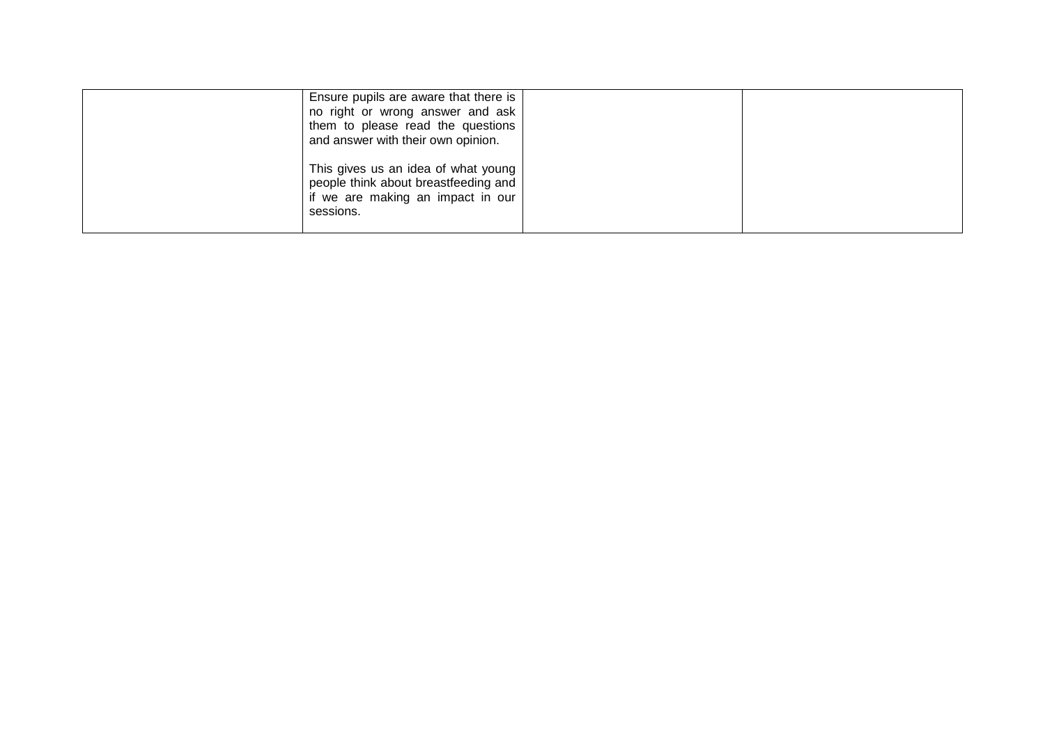| | | | |
|---|---|---|---|
| | Ensure pupils are aware that there is no right or wrong answer and ask them to please read the questions and answer with their own opinion.<br><br>This gives us an idea of what young people think about breastfeeding and if we are making an impact in our sessions. | | |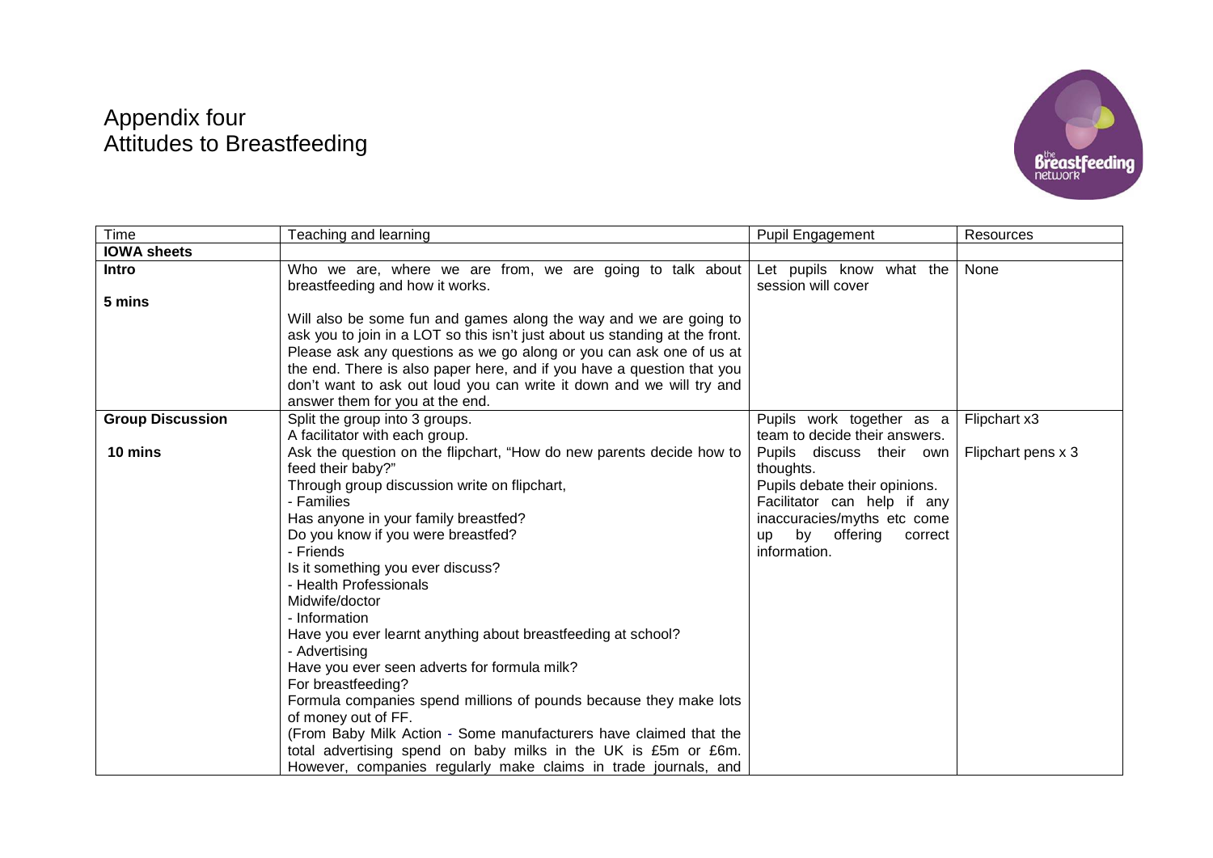# Appendix four
# Attitudes to Breastfeeding

| Time | Teaching and learning | Pupil Engagement | Resources |
|---|---|---|---|
| **IOWA sheets** | | | |
| **Intro**<br><br>**5 mins** | Who we are, where we are from, we are going to talk about breastfeeding and how it works.<br><br>Will also be some fun and games along the way and we are going to ask you to join in a LOT so this isn't just about us standing at the front. Please ask any questions as we go along or you can ask one of us at the end. There is also paper here, and if you have a question that you don't want to ask out loud you can write it down and we will try and answer them for you at the end. | Let pupils know what the session will cover | None |
| **Group Discussion**<br><br>**10 mins** | Split the group into 3 groups.<br>A facilitator with each group.<br>Ask the question on the flipchart, "How do new parents decide how to feed their baby?"<br>Through group discussion write on flipchart,<br>- Families<br>Has anyone in your family breastfed?<br>Do you know if you were breastfed?<br>- Friends<br>Is it something you ever discuss?<br>- Health Professionals<br>Midwife/doctor<br>- Information<br>Have you ever learnt anything about breastfeeding at school?<br>- Advertising<br>Have you ever seen adverts for formula milk?<br>For breastfeeding?<br>Formula companies spend millions of pounds because they make lots of money out of FF.<br>(From Baby Milk Action - Some manufacturers have claimed that the total advertising spend on baby milks in the UK is £5m or £6m. However, companies regularly make claims in trade journals, and | Pupils work together as a team to decide their answers.<br>Pupils discuss their own thoughts.<br>Pupils debate their opinions.<br>Facilitator can help if any inaccuracies/myths etc come up by offering correct information. | Flipchart x3<br><br>Flipchart pens x 3 |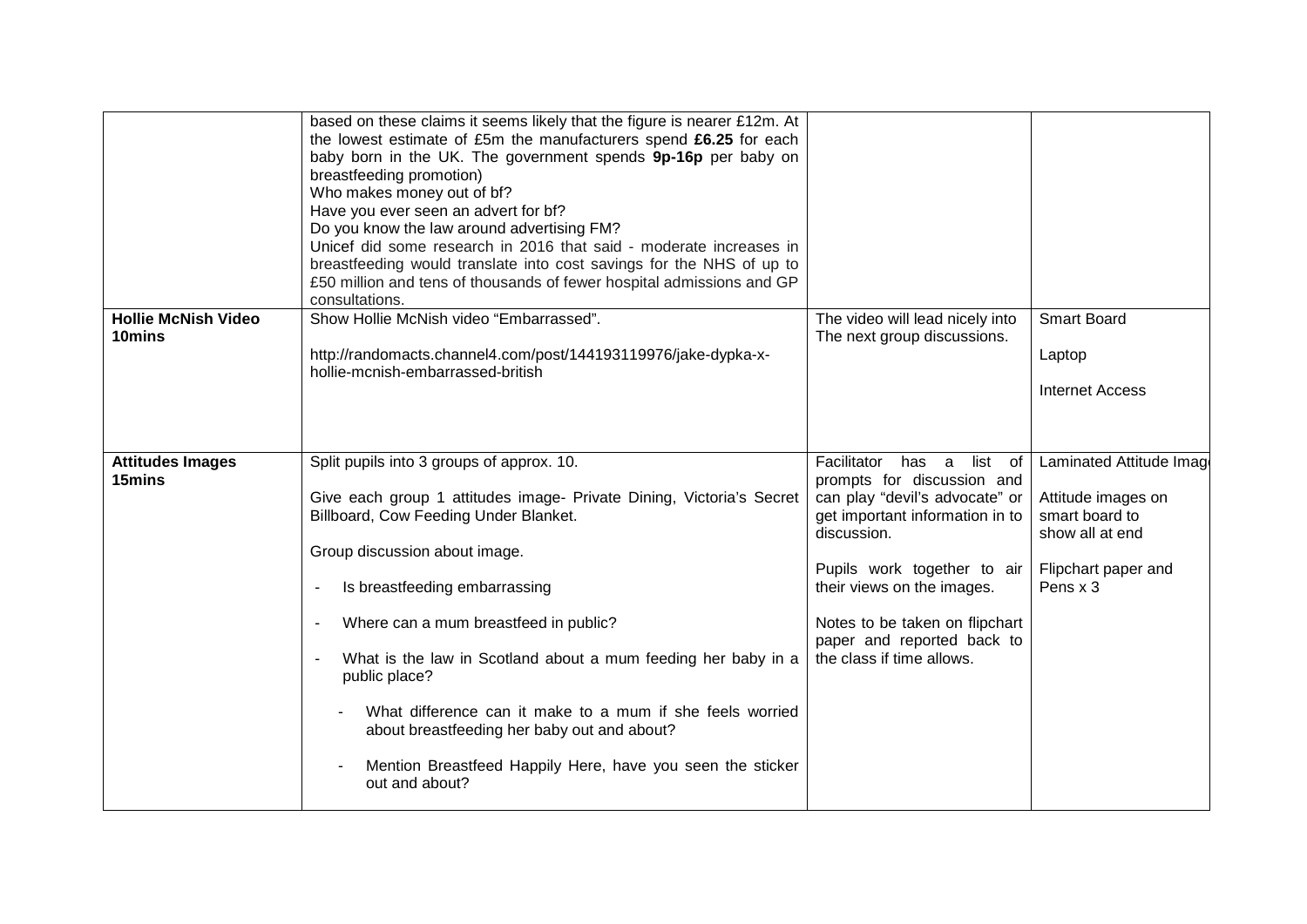| | | | |
|---|---|---|---|
| | based on these claims it seems likely that the figure is nearer £12m. At the lowest estimate of £5m the manufacturers spend **£6.25** for each baby born in the UK. The government spends **9p-16p** per baby on breastfeeding promotion)<br>Who makes money out of bf?<br>Have you ever seen an advert for bf?<br>Do you know the law around advertising FM?<br>Unicef did some research in 2016 that said - moderate increases in breastfeeding would translate into cost savings for the NHS of up to £50 million and tens of thousands of fewer hospital admissions and GP consultations. | | |
| **Hollie McNish Video 10mins** | Show Hollie McNish video "Embarrassed".<br><br>http://randomacts.channel4.com/post/144193119976/jake-dypka-x-hollie-mcnish-embarrassed-british | The video will lead nicely into The next group discussions. | Smart Board<br><br>Laptop<br><br>Internet Access |
| **Attitudes Images 15mins** | Split pupils into 3 groups of approx. 10.<br><br>Give each group 1 attitudes image- Private Dining, Victoria's Secret Billboard, Cow Feeding Under Blanket.<br><br>Group discussion about image.<br><br>- Is breastfeeding embarrassing<br>- Where can a mum breastfeed in public?<br>- What is the law in Scotland about a mum feeding her baby in a public place?<br>  - What difference can it make to a mum if she feels worried about breastfeeding her baby out and about?<br>  - Mention Breastfeed Happily Here, have you seen the sticker out and about? | Facilitator has a list of prompts for discussion and can play "devil's advocate" or get important information in to discussion.<br><br>Pupils work together to air their views on the images.<br><br>Notes to be taken on flipchart paper and reported back to the class if time allows. | Laminated Attitude Image<br><br>Attitude images on smart board to show all at end<br><br>Flipchart paper and Pens x 3 |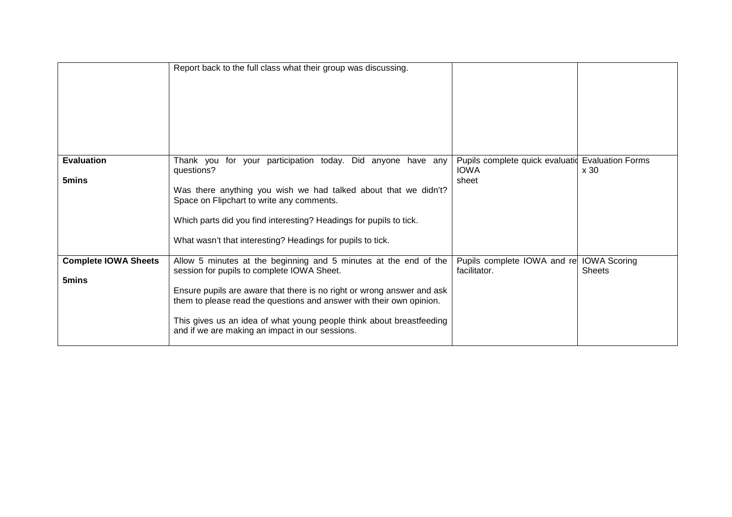| | | | |
|---|---|---|---|
| | Report back to the full class what their group was discussing. | | |
| **Evaluation**<br><br>**5mins** | Thank you for your participation today. Did anyone have any questions?<br><br>Was there anything you wish we had talked about that we didn't? Space on Flipchart to write any comments.<br><br>Which parts did you find interesting? Headings for pupils to tick.<br><br>What wasn't that interesting? Headings for pupils to tick. | Pupils complete quick evaluatio IOWA sheet | Evaluation Forms x 30 |
| **Complete IOWA Sheets**<br><br>**5mins** | Allow 5 minutes at the beginning and 5 minutes at the end of the session for pupils to complete IOWA Sheet.<br><br>Ensure pupils are aware that there is no right or wrong answer and ask them to please read the questions and answer with their own opinion.<br><br>This gives us an idea of what young people think about breastfeeding and if we are making an impact in our sessions. | Pupils complete IOWA and re facilitator. | IOWA Scoring Sheets |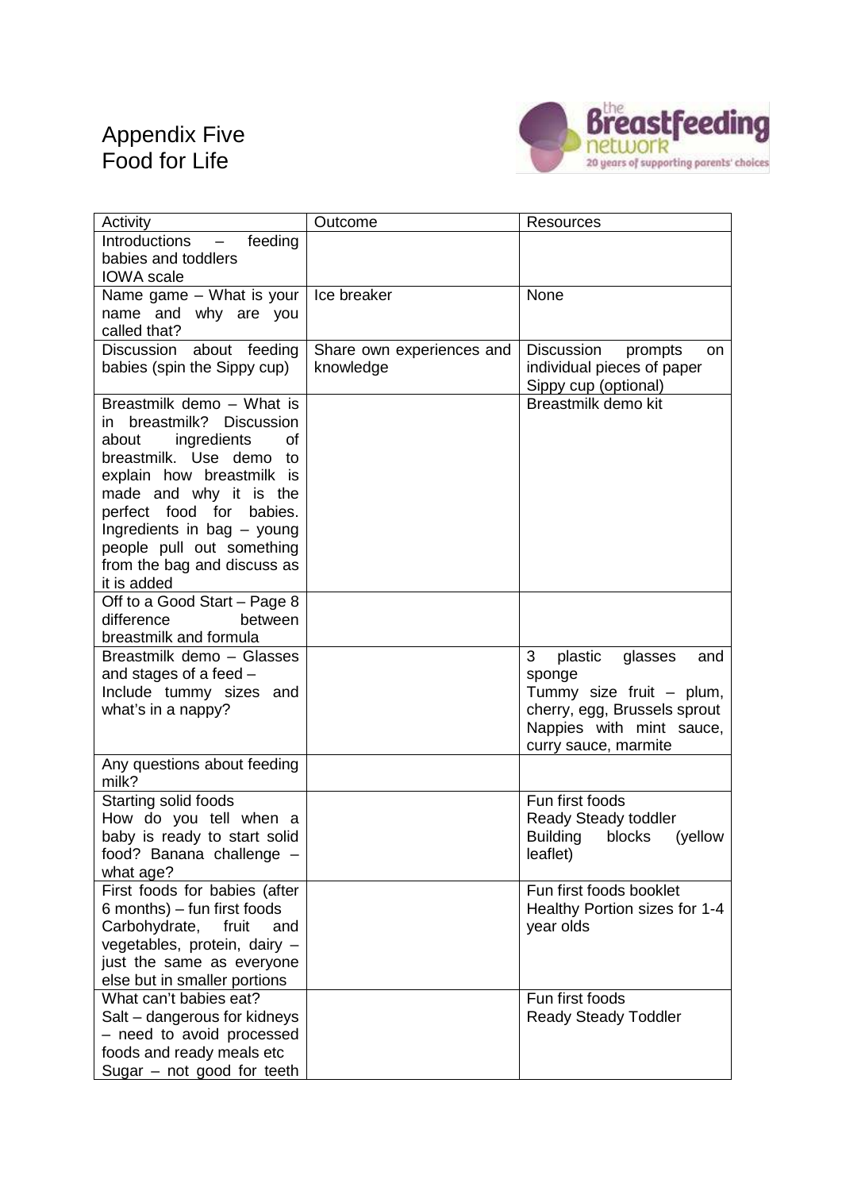# Appendix Five
# Food for Life

| Activity | Outcome | Resources |
|---|---|---|
| Introductions – feeding babies and toddlers<br>IOWA scale | | |
| Name game – What is your name and why are you called that? | Ice breaker | None |
| Discussion about feeding babies (spin the Sippy cup) | Share own experiences and knowledge | Discussion prompts on individual pieces of paper<br>Sippy cup (optional) |
| Breastmilk demo – What is in breastmilk? Discussion about ingredients of breastmilk. Use demo to explain how breastmilk is made and why it is the perfect food for babies. Ingredients in bag – young people pull out something from the bag and discuss as it is added | | Breastmilk demo kit |
| Off to a Good Start – Page 8 difference between breastmilk and formula | | |
| Breastmilk demo – Glasses and stages of a feed –<br>Include tummy sizes and what's in a nappy? | | 3 plastic glasses and sponge<br>Tummy size fruit – plum, cherry, egg, Brussels sprout<br>Nappies with mint sauce, curry sauce, marmite |
| Any questions about feeding milk? | | |
| Starting solid foods<br>How do you tell when a baby is ready to start solid food? Banana challenge – what age? | | Fun first foods<br>Ready Steady toddler<br>Building blocks (yellow leaflet) |
| First foods for babies (after 6 months) – fun first foods<br>Carbohydrate, fruit and vegetables, protein, dairy – just the same as everyone else but in smaller portions | | Fun first foods booklet<br>Healthy Portion sizes for 1-4 year olds |
| What can't babies eat?<br>Salt – dangerous for kidneys – need to avoid processed foods and ready meals etc<br>Sugar – not good for teeth | | Fun first foods<br>Ready Steady Toddler |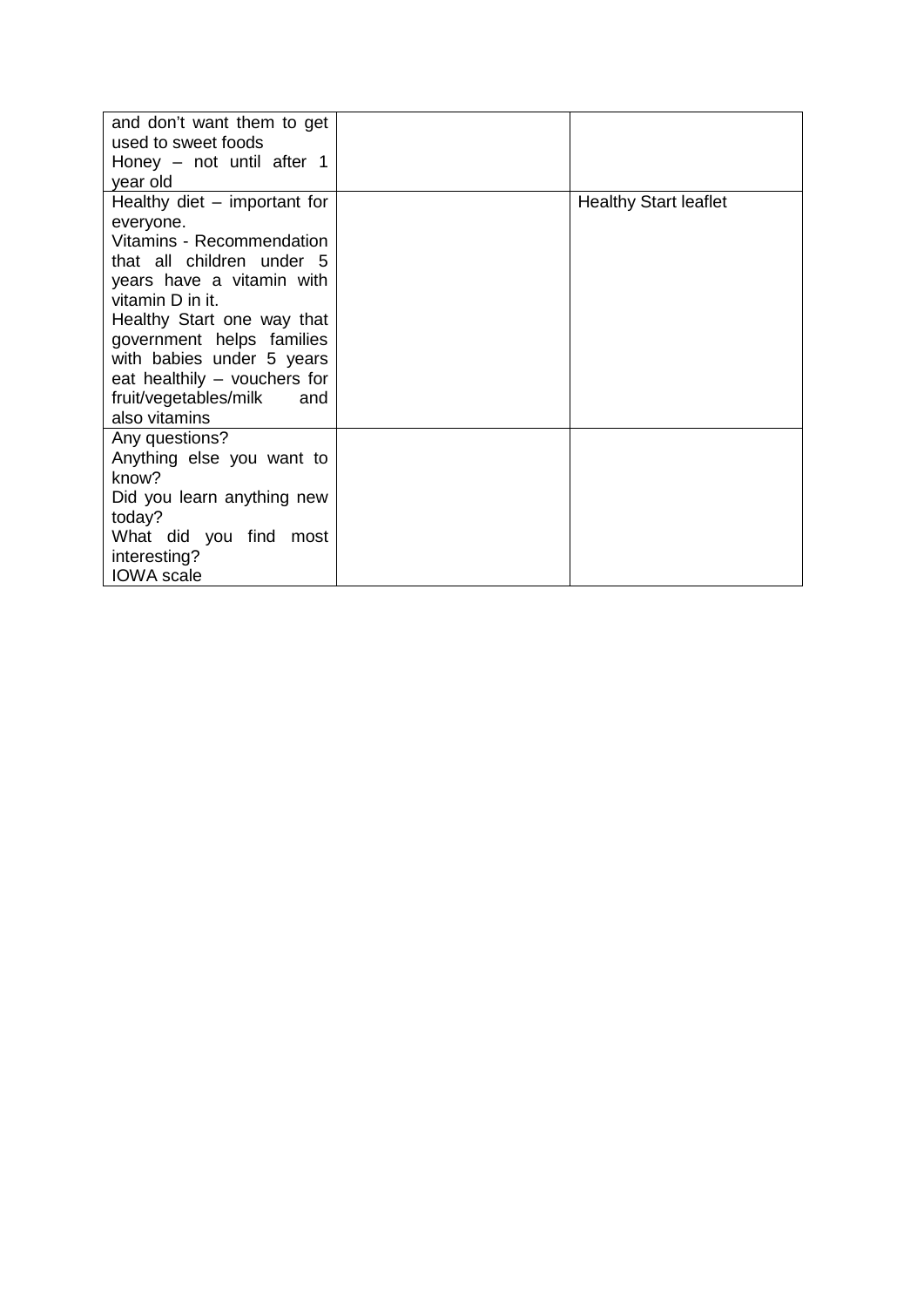| | | |
|---|---|---|
| and don't want them to get used to sweet foods<br>Honey – not until after 1 year old | | |
| Healthy diet – important for everyone.<br>Vitamins - Recommendation that all children under 5 years have a vitamin with vitamin D in it.<br>Healthy Start one way that government helps families with babies under 5 years eat healthily – vouchers for fruit/vegetables/milk and also vitamins | | Healthy Start leaflet |
| Any questions?<br>Anything else you want to know?<br>Did you learn anything new today?<br>What did you find most interesting?<br>IOWA scale | | |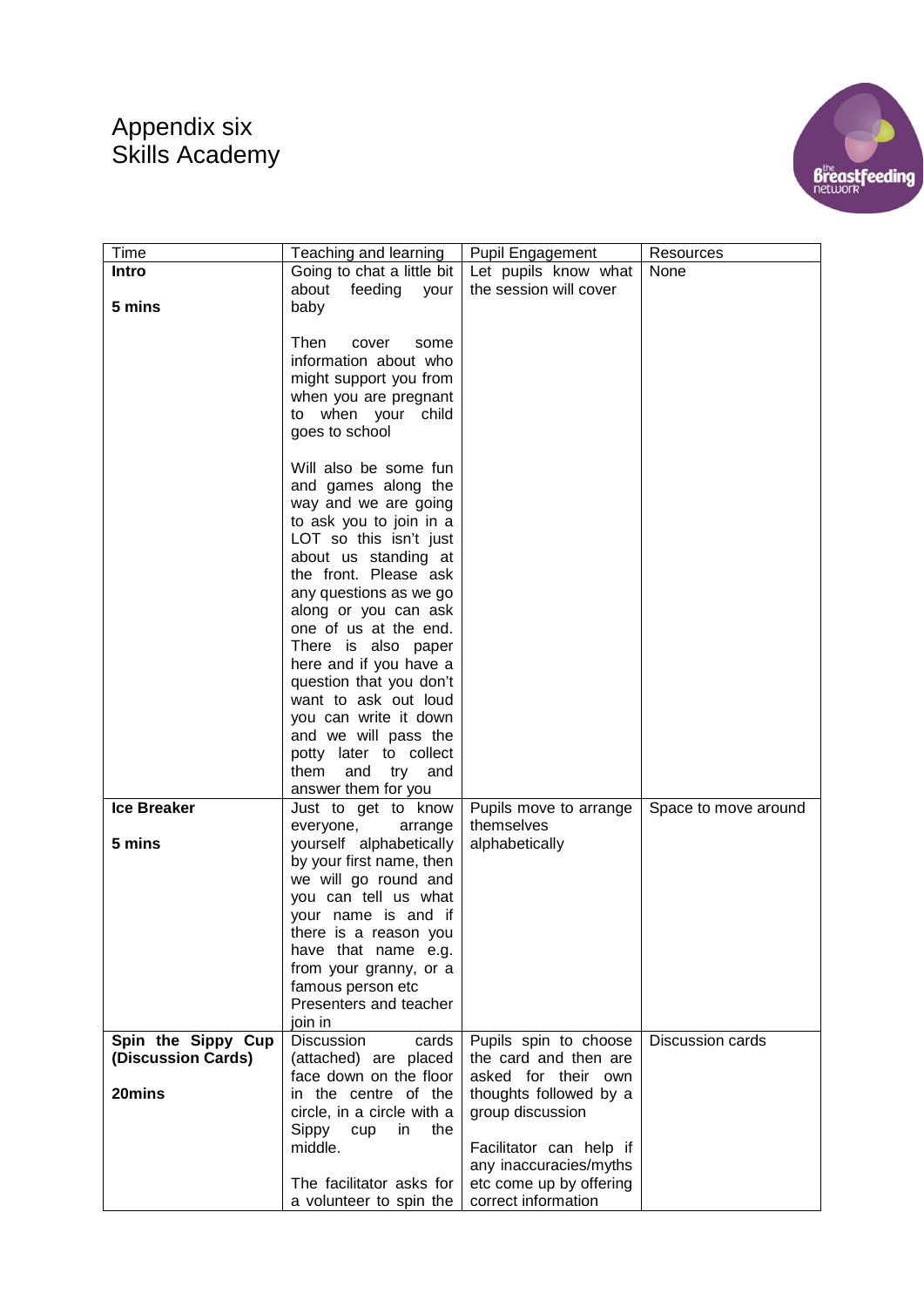# Appendix six
# Skills Academy

| Time | Teaching and learning | Pupil Engagement | Resources |
|---|---|---|---|
| **Intro**<br><br>**5 mins** | Going to chat a little bit about feeding your baby<br><br>Then cover some information about who might support you from when you are pregnant to when your child goes to school<br><br>Will also be some fun and games along the way and we are going to ask you to join in a LOT so this isn't just about us standing at the front. Please ask any questions as we go along or you can ask one of us at the end. There is also paper here and if you have a question that you don't want to ask out loud you can write it down and we will pass the potty later to collect them and try and answer them for you | Let pupils know what the session will cover | None |
| **Ice Breaker**<br><br>**5 mins** | Just to get to know everyone, arrange yourself alphabetically by your first name, then we will go round and you can tell us what your name is and if there is a reason you have that name e.g. from your granny, or a famous person etc<br>Presenters and teacher join in | Pupils move to arrange themselves alphabetically | Space to move around |
| **Spin the Sippy Cup (Discussion Cards)**<br><br>**20mins** | Discussion cards (attached) are placed face down on the floor in the centre of the circle, in a circle with a Sippy cup in the middle.<br><br>The facilitator asks for a volunteer to spin the | Pupils spin to choose the card and then are asked for their own thoughts followed by a group discussion<br><br>Facilitator can help if any inaccuracies/myths etc come up by offering correct information | Discussion cards |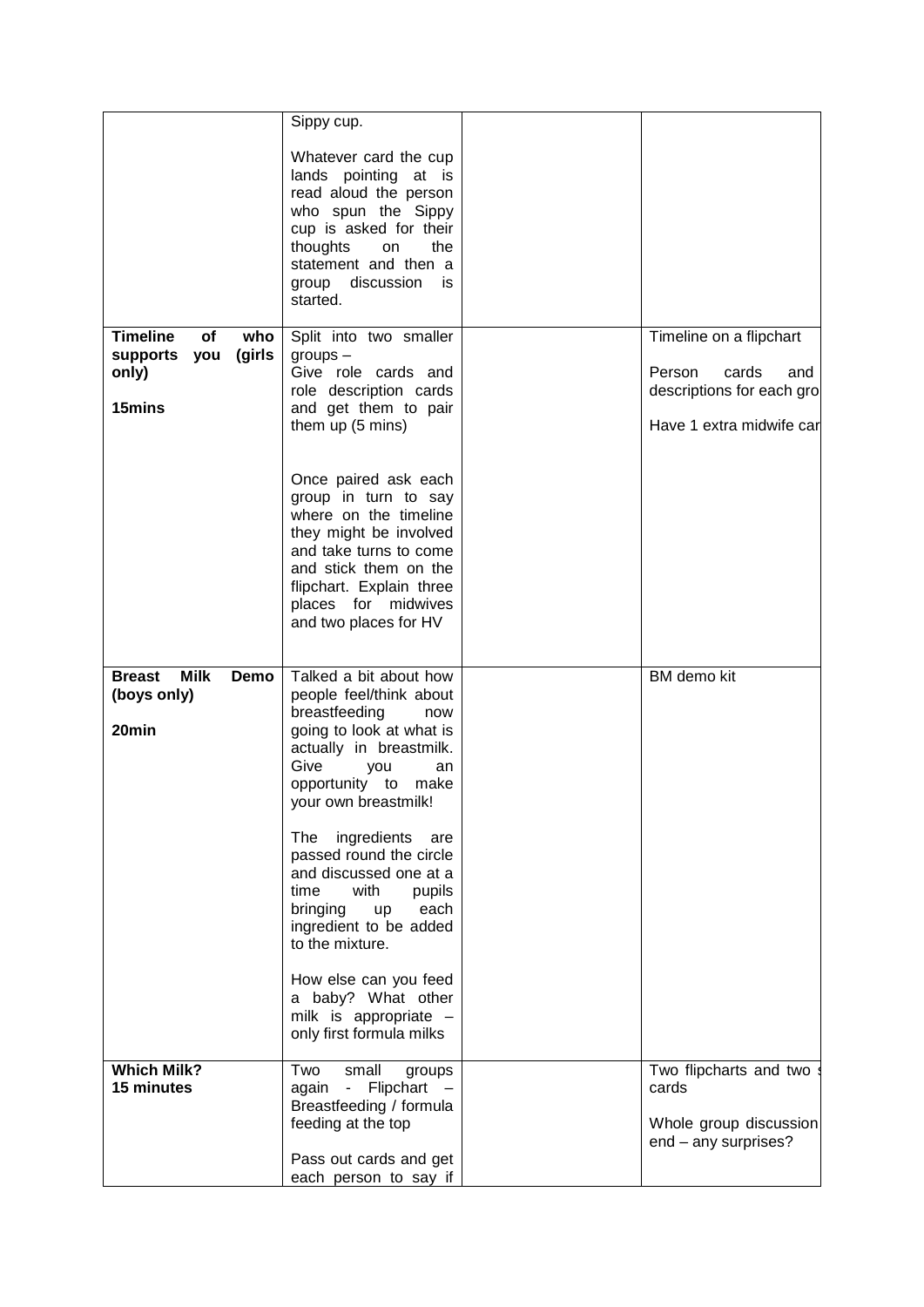| | | | |
|---|---|---|---|
| | Sippy cup.<br><br>Whatever card the cup lands pointing at is read aloud the person who spun the Sippy cup is asked for their thoughts on the statement and then a group discussion is started. | | |
| **Timeline of who supports you (girls only)**<br><br>**15mins** | Split into two smaller groups –<br>Give role cards and role description cards and get them to pair them up (5 mins)<br><br>Once paired ask each group in turn to say where on the timeline they might be involved and take turns to come and stick them on the flipchart. Explain three places for midwives and two places for HV | | Timeline on a flipchart<br><br>Person cards and descriptions for each gro<br><br>Have 1 extra midwife car |
| **Breast Milk Demo (boys only)**<br><br>**20min** | Talked a bit about how people feel/think about breastfeeding now going to look at what is actually in breastmilk. Give you an opportunity to make your own breastmilk!<br><br>The ingredients are passed round the circle and discussed one at a time with pupils bringing up each ingredient to be added to the mixture.<br><br>How else can you feed a baby? What other milk is appropriate – only first formula milks | | BM demo kit |
| **Which Milk?**<br>**15 minutes** | Two small groups again - Flipchart – Breastfeeding / formula feeding at the top<br><br>Pass out cards and get each person to say if | | Two flipcharts and two s cards<br><br>Whole group discussion end – any surprises? |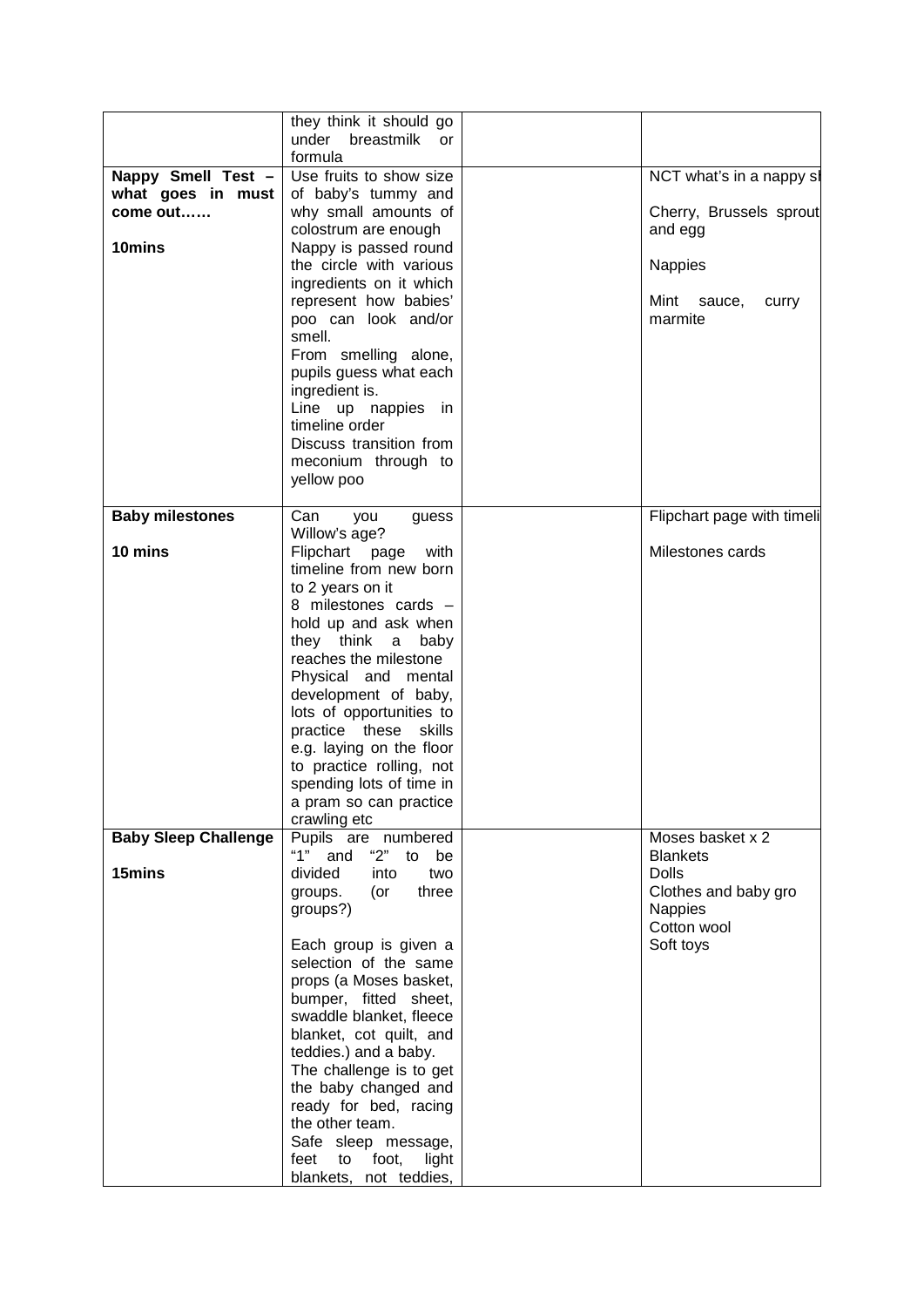| | | | |
|---|---|---|---|
| | they think it should go under breastmilk or formula | | |
| **Nappy Smell Test – what goes in must come out……**<br><br>**10mins** | Use fruits to show size of baby's tummy and why small amounts of colostrum are enough<br>Nappy is passed round the circle with various ingredients on it which represent how babies' poo can look and/or smell.<br>From smelling alone, pupils guess what each ingredient is.<br>Line up nappies in timeline order<br>Discuss transition from meconium through to yellow poo | | NCT what's in a nappy sl<br><br>Cherry, Brussels sprout and egg<br><br>Nappies<br><br>Mint sauce, curry marmite |
| **Baby milestones**<br><br>**10 mins** | Can you guess Willow's age?<br>Flipchart page with timeline from new born to 2 years on it<br>8 milestones cards – hold up and ask when they think a baby reaches the milestone<br>Physical and mental development of baby, lots of opportunities to practice these skills e.g. laying on the floor to practice rolling, not spending lots of time in a pram so can practice crawling etc | | Flipchart page with timeli<br><br>Milestones cards |
| **Baby Sleep Challenge**<br><br>**15mins** | Pupils are numbered "1" and "2" to be divided into two groups. (or three groups?)<br><br>Each group is given a selection of the same props (a Moses basket, bumper, fitted sheet, swaddle blanket, fleece blanket, cot quilt, and teddies.) and a baby.<br>The challenge is to get the baby changed and ready for bed, racing the other team.<br>Safe sleep message, feet to foot, light blankets, not teddies, | | Moses basket x 2<br>Blankets<br>Dolls<br>Clothes and baby gro<br>Nappies<br>Cotton wool<br>Soft toys |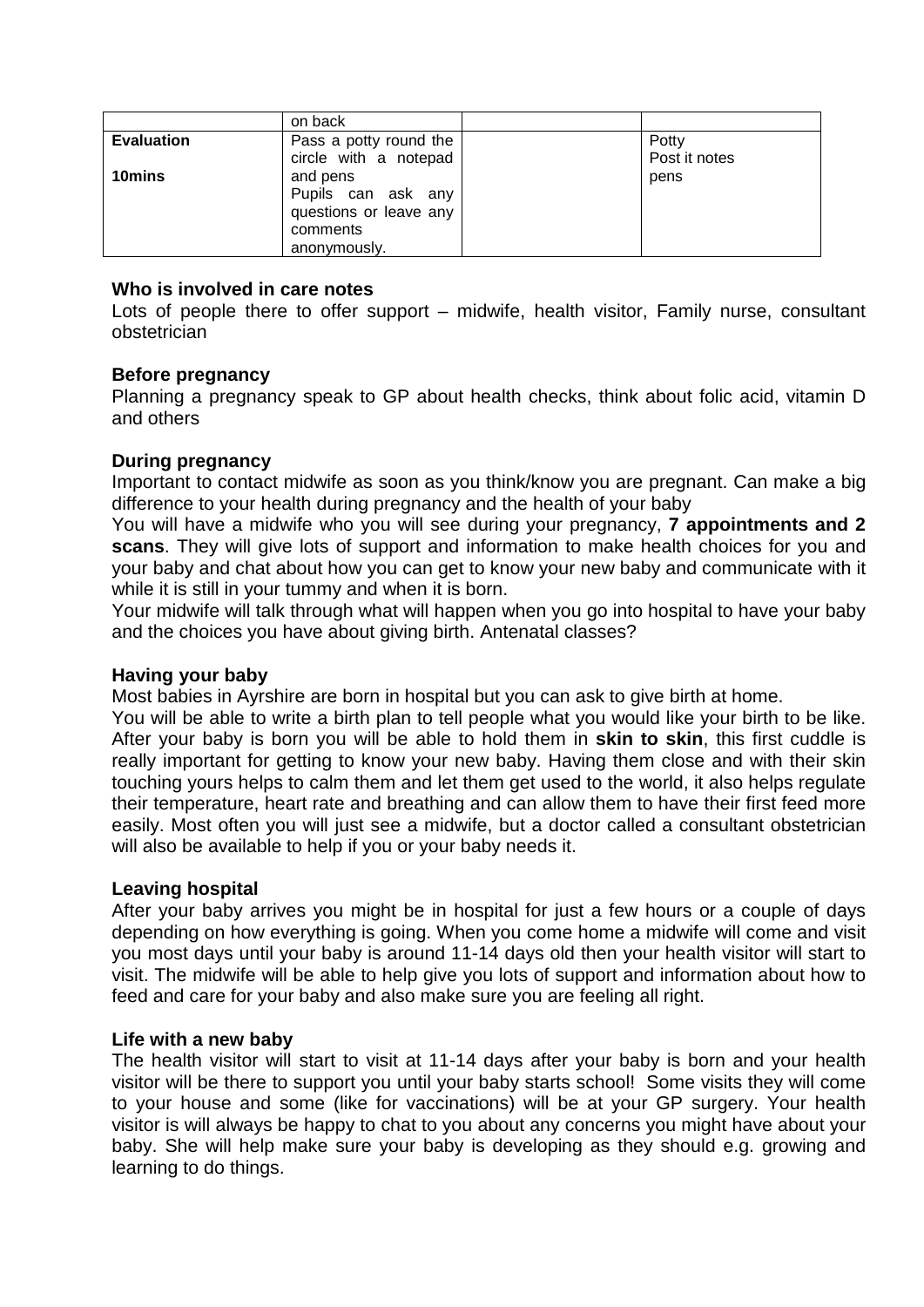|  | on back |  |  |
|---|---|---|---|
| **Evaluation**<br><br>**10mins** | Pass a potty round the circle with a notepad and pens<br>Pupils can ask any questions or leave any comments anonymously. |  | Potty<br>Post it notes<br>pens |

**Who is involved in care notes**

Lots of people there to offer support – midwife, health visitor, Family nurse, consultant obstetrician

**Before pregnancy**

Planning a pregnancy speak to GP about health checks, think about folic acid, vitamin D and others

**During pregnancy**

Important to contact midwife as soon as you think/know you are pregnant. Can make a big difference to your health during pregnancy and the health of your baby

You will have a midwife who you will see during your pregnancy, **7 appointments and 2 scans**. They will give lots of support and information to make health choices for you and your baby and chat about how you can get to know your new baby and communicate with it while it is still in your tummy and when it is born.

Your midwife will talk through what will happen when you go into hospital to have your baby and the choices you have about giving birth. Antenatal classes?

**Having your baby**

Most babies in Ayrshire are born in hospital but you can ask to give birth at home.

You will be able to write a birth plan to tell people what you would like your birth to be like. After your baby is born you will be able to hold them in **skin to skin**, this first cuddle is really important for getting to know your new baby. Having them close and with their skin touching yours helps to calm them and let them get used to the world, it also helps regulate their temperature, heart rate and breathing and can allow them to have their first feed more easily. Most often you will just see a midwife, but a doctor called a consultant obstetrician will also be available to help if you or your baby needs it.

**Leaving hospital**

After your baby arrives you might be in hospital for just a few hours or a couple of days depending on how everything is going. When you come home a midwife will come and visit you most days until your baby is around 11-14 days old then your health visitor will start to visit. The midwife will be able to help give you lots of support and information about how to feed and care for your baby and also make sure you are feeling all right.

**Life with a new baby**

The health visitor will start to visit at 11-14 days after your baby is born and your health visitor will be there to support you until your baby starts school! Some visits they will come to your house and some (like for vaccinations) will be at your GP surgery. Your health visitor is will always be happy to chat to you about any concerns you might have about your baby. She will help make sure your baby is developing as they should e.g. growing and learning to do things.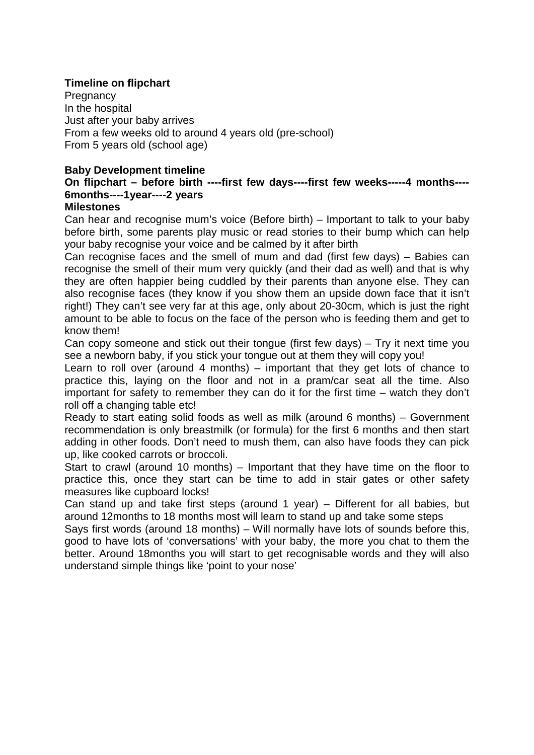**Timeline on flipchart**

Pregnancy
In the hospital
Just after your baby arrives
From a few weeks old to around 4 years old (pre-school)
From 5 years old (school age)

**Baby Development timeline**

**On flipchart – before birth ----first few days----first few weeks-----4 months----6months----1year----2 years**

**Milestones**

Can hear and recognise mum's voice (Before birth) – Important to talk to your baby before birth, some parents play music or read stories to their bump which can help your baby recognise your voice and be calmed by it after birth

Can recognise faces and the smell of mum and dad (first few days) – Babies can recognise the smell of their mum very quickly (and their dad as well) and that is why they are often happier being cuddled by their parents than anyone else. They can also recognise faces (they know if you show them an upside down face that it isn't right!) They can't see very far at this age, only about 20-30cm, which is just the right amount to be able to focus on the face of the person who is feeding them and get to know them!

Can copy someone and stick out their tongue (first few days) – Try it next time you see a newborn baby, if you stick your tongue out at them they will copy you!

Learn to roll over (around 4 months) – important that they get lots of chance to practice this, laying on the floor and not in a pram/car seat all the time. Also important for safety to remember they can do it for the first time – watch they don't roll off a changing table etc!

Ready to start eating solid foods as well as milk (around 6 months) – Government recommendation is only breastmilk (or formula) for the first 6 months and then start adding in other foods. Don't need to mush them, can also have foods they can pick up, like cooked carrots or broccoli.

Start to crawl (around 10 months) – Important that they have time on the floor to practice this, once they start can be time to add in stair gates or other safety measures like cupboard locks!

Can stand up and take first steps (around 1 year) – Different for all babies, but around 12months to 18 months most will learn to stand up and take some steps

Says first words (around 18 months) – Will normally have lots of sounds before this, good to have lots of 'conversations' with your baby, the more you chat to them the better. Around 18months you will start to get recognisable words and they will also understand simple things like 'point to your nose'